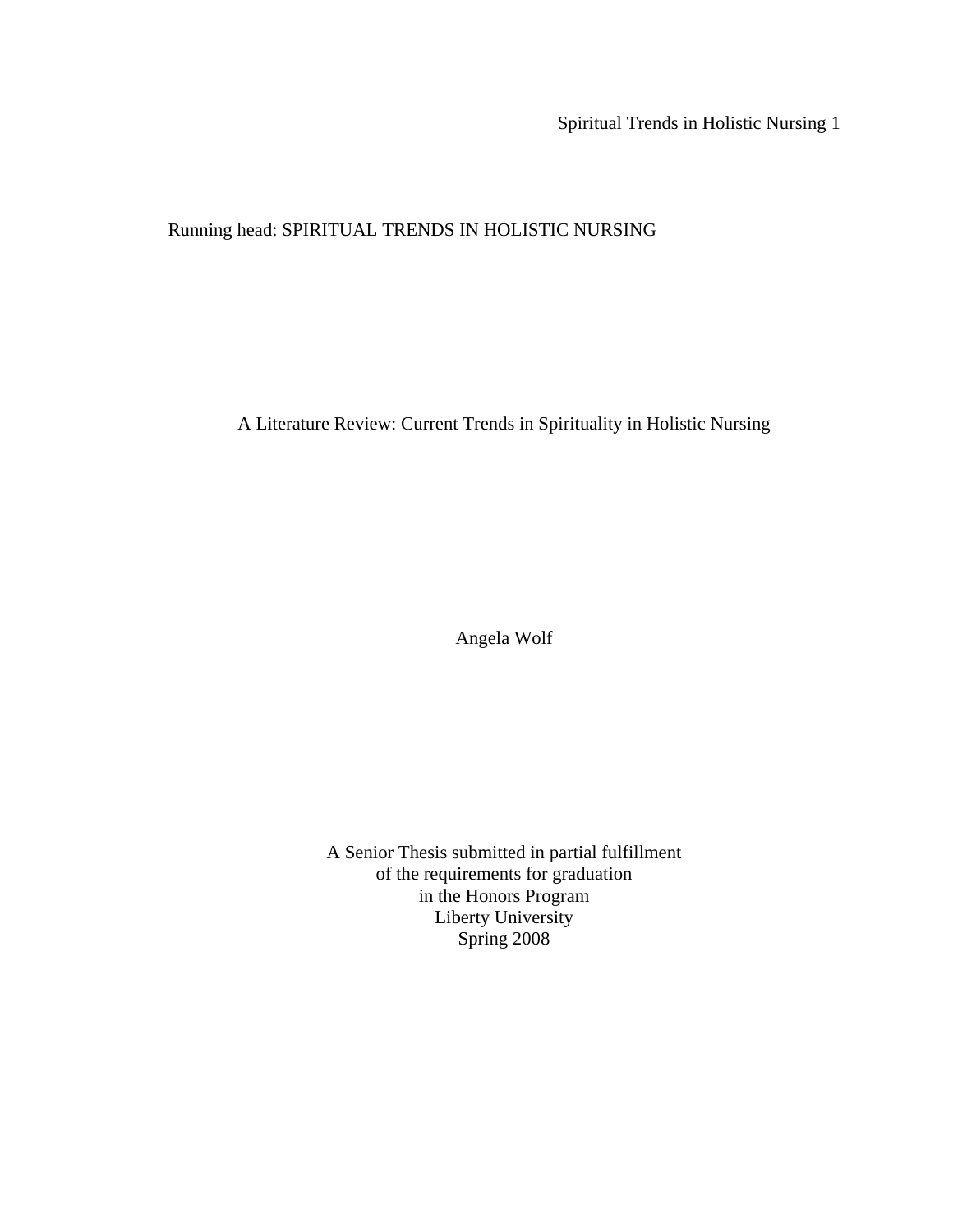Running head: SPIRITUAL TRENDS IN HOLISTIC NURSING

# A Literature Review: Current Trends in Spirituality in Holistic Nursing

Angela Wolf

A Senior Thesis submitted in partial fulfillment
of the requirements for graduation
in the Honors Program
Liberty University
Spring 2008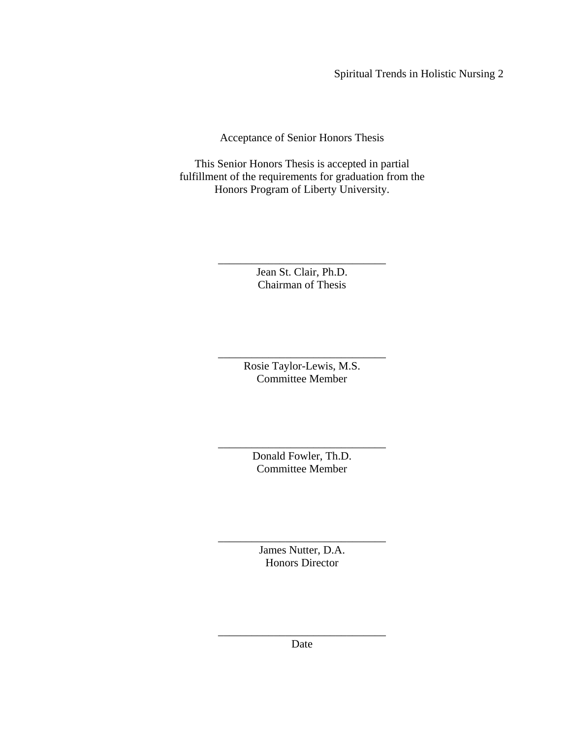Acceptance of Senior Honors Thesis

This Senior Honors Thesis is accepted in partial fulfillment of the requirements for graduation from the Honors Program of Liberty University.

______________________________
Jean St. Clair, Ph.D.
Chairman of Thesis

______________________________
Rosie Taylor-Lewis, M.S.
Committee Member

______________________________
Donald Fowler, Th.D.
Committee Member

______________________________
James Nutter, D.A.
Honors Director

______________________________
Date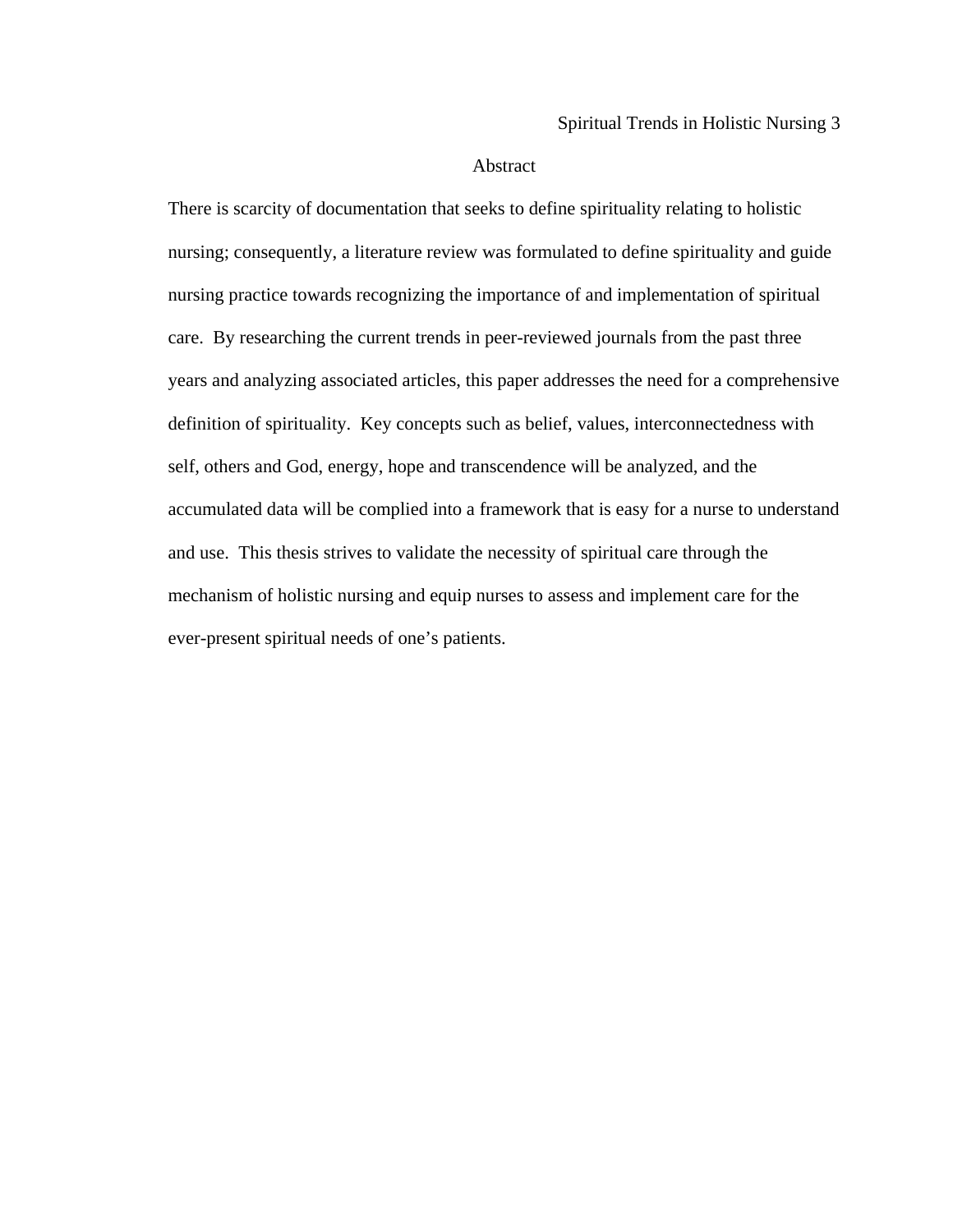# Abstract

There is scarcity of documentation that seeks to define spirituality relating to holistic nursing; consequently, a literature review was formulated to define spirituality and guide nursing practice towards recognizing the importance of and implementation of spiritual care. By researching the current trends in peer-reviewed journals from the past three years and analyzing associated articles, this paper addresses the need for a comprehensive definition of spirituality. Key concepts such as belief, values, interconnectedness with self, others and God, energy, hope and transcendence will be analyzed, and the accumulated data will be complied into a framework that is easy for a nurse to understand and use. This thesis strives to validate the necessity of spiritual care through the mechanism of holistic nursing and equip nurses to assess and implement care for the ever-present spiritual needs of one's patients.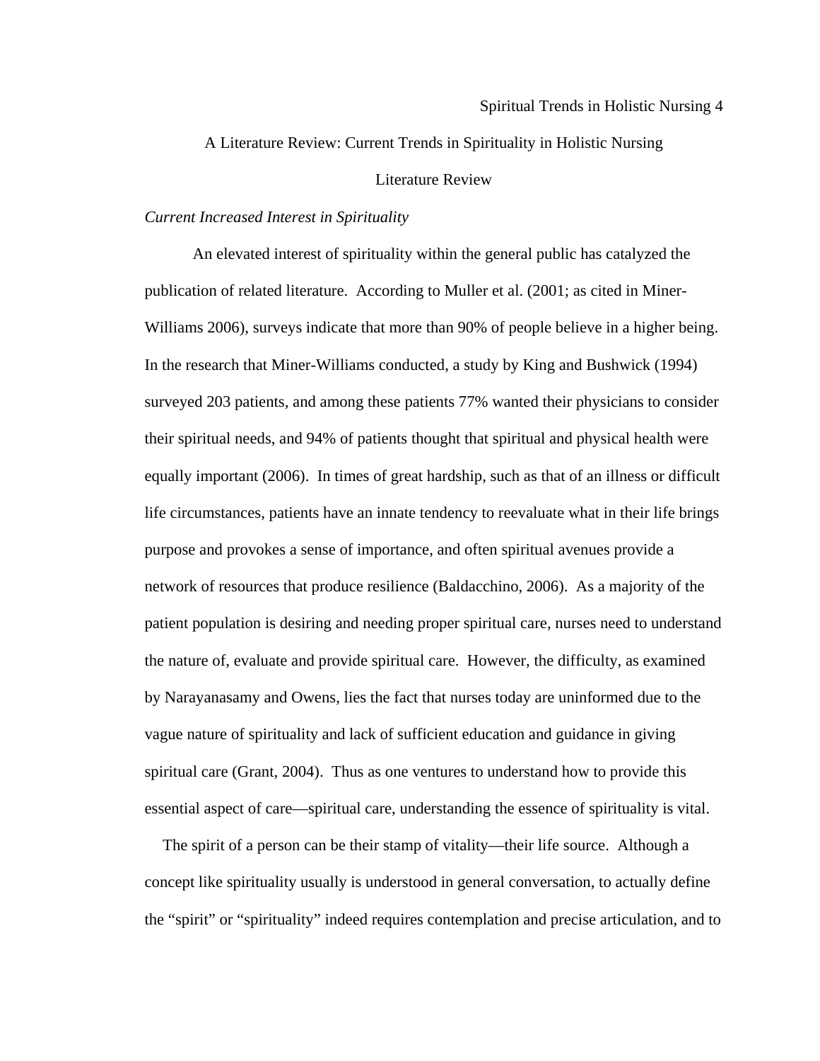A Literature Review: Current Trends in Spirituality in Holistic Nursing

## Literature Review

### *Current Increased Interest in Spirituality*

An elevated interest of spirituality within the general public has catalyzed the publication of related literature. According to Muller et al. (2001; as cited in Miner-Williams 2006), surveys indicate that more than 90% of people believe in a higher being. In the research that Miner-Williams conducted, a study by King and Bushwick (1994) surveyed 203 patients, and among these patients 77% wanted their physicians to consider their spiritual needs, and 94% of patients thought that spiritual and physical health were equally important (2006). In times of great hardship, such as that of an illness or difficult life circumstances, patients have an innate tendency to reevaluate what in their life brings purpose and provokes a sense of importance, and often spiritual avenues provide a network of resources that produce resilience (Baldacchino, 2006). As a majority of the patient population is desiring and needing proper spiritual care, nurses need to understand the nature of, evaluate and provide spiritual care. However, the difficulty, as examined by Narayanasamy and Owens, lies the fact that nurses today are uninformed due to the vague nature of spirituality and lack of sufficient education and guidance in giving spiritual care (Grant, 2004). Thus as one ventures to understand how to provide this essential aspect of care—spiritual care, understanding the essence of spirituality is vital.

The spirit of a person can be their stamp of vitality—their life source. Although a concept like spirituality usually is understood in general conversation, to actually define the “spirit” or “spirituality” indeed requires contemplation and precise articulation, and to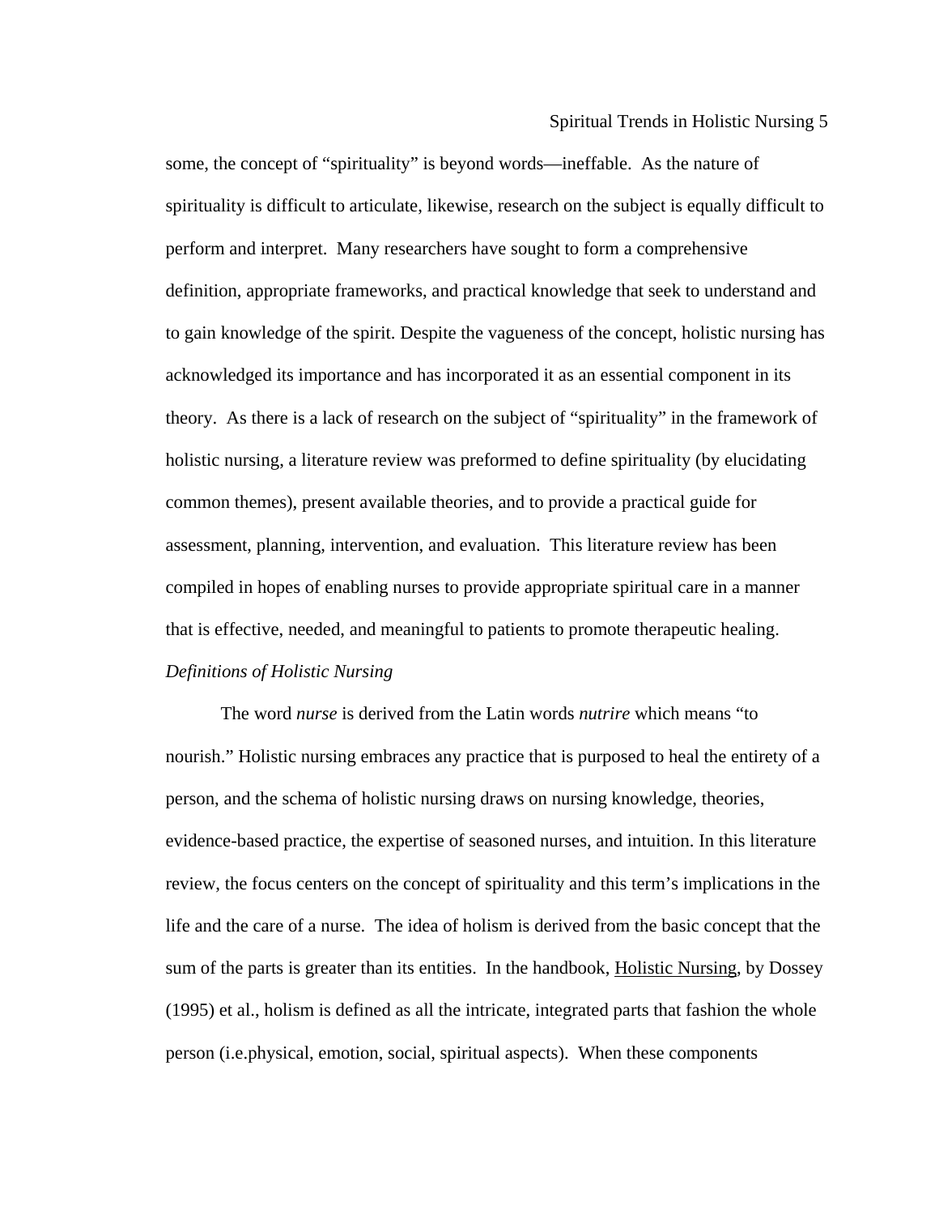some, the concept of "spirituality" is beyond words—ineffable. As the nature of spirituality is difficult to articulate, likewise, research on the subject is equally difficult to perform and interpret. Many researchers have sought to form a comprehensive definition, appropriate frameworks, and practical knowledge that seek to understand and to gain knowledge of the spirit. Despite the vagueness of the concept, holistic nursing has acknowledged its importance and has incorporated it as an essential component in its theory. As there is a lack of research on the subject of "spirituality" in the framework of holistic nursing, a literature review was preformed to define spirituality (by elucidating common themes), present available theories, and to provide a practical guide for assessment, planning, intervention, and evaluation. This literature review has been compiled in hopes of enabling nurses to provide appropriate spiritual care in a manner that is effective, needed, and meaningful to patients to promote therapeutic healing.

*Definitions of Holistic Nursing*

The word *nurse* is derived from the Latin words *nutrire* which means "to nourish." Holistic nursing embraces any practice that is purposed to heal the entirety of a person, and the schema of holistic nursing draws on nursing knowledge, theories, evidence-based practice, the expertise of seasoned nurses, and intuition. In this literature review, the focus centers on the concept of spirituality and this term's implications in the life and the care of a nurse. The idea of holism is derived from the basic concept that the sum of the parts is greater than its entities. In the handbook, <u>Holistic Nursing</u>, by Dossey (1995) et al., holism is defined as all the intricate, integrated parts that fashion the whole person (i.e.physical, emotion, social, spiritual aspects). When these components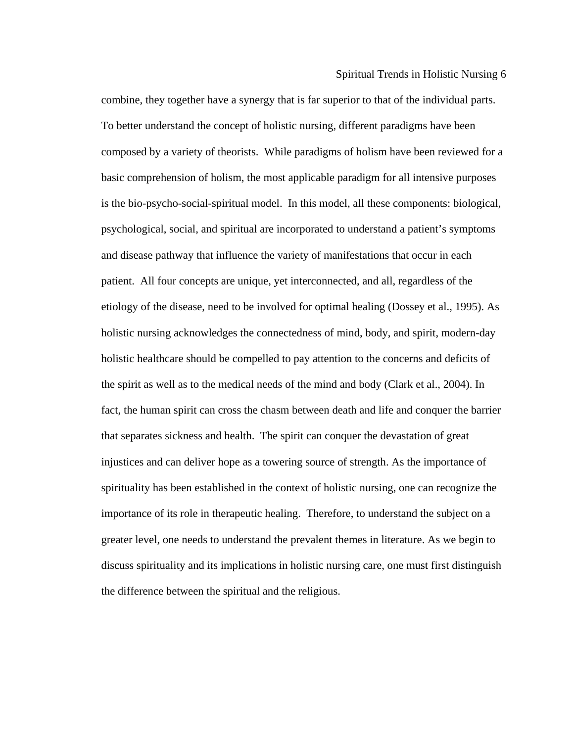combine, they together have a synergy that is far superior to that of the individual parts. To better understand the concept of holistic nursing, different paradigms have been composed by a variety of theorists. While paradigms of holism have been reviewed for a basic comprehension of holism, the most applicable paradigm for all intensive purposes is the bio-psycho-social-spiritual model. In this model, all these components: biological, psychological, social, and spiritual are incorporated to understand a patient's symptoms and disease pathway that influence the variety of manifestations that occur in each patient. All four concepts are unique, yet interconnected, and all, regardless of the etiology of the disease, need to be involved for optimal healing (Dossey et al., 1995). As holistic nursing acknowledges the connectedness of mind, body, and spirit, modern-day holistic healthcare should be compelled to pay attention to the concerns and deficits of the spirit as well as to the medical needs of the mind and body (Clark et al., 2004). In fact, the human spirit can cross the chasm between death and life and conquer the barrier that separates sickness and health. The spirit can conquer the devastation of great injustices and can deliver hope as a towering source of strength. As the importance of spirituality has been established in the context of holistic nursing, one can recognize the importance of its role in therapeutic healing. Therefore, to understand the subject on a greater level, one needs to understand the prevalent themes in literature. As we begin to discuss spirituality and its implications in holistic nursing care, one must first distinguish the difference between the spiritual and the religious.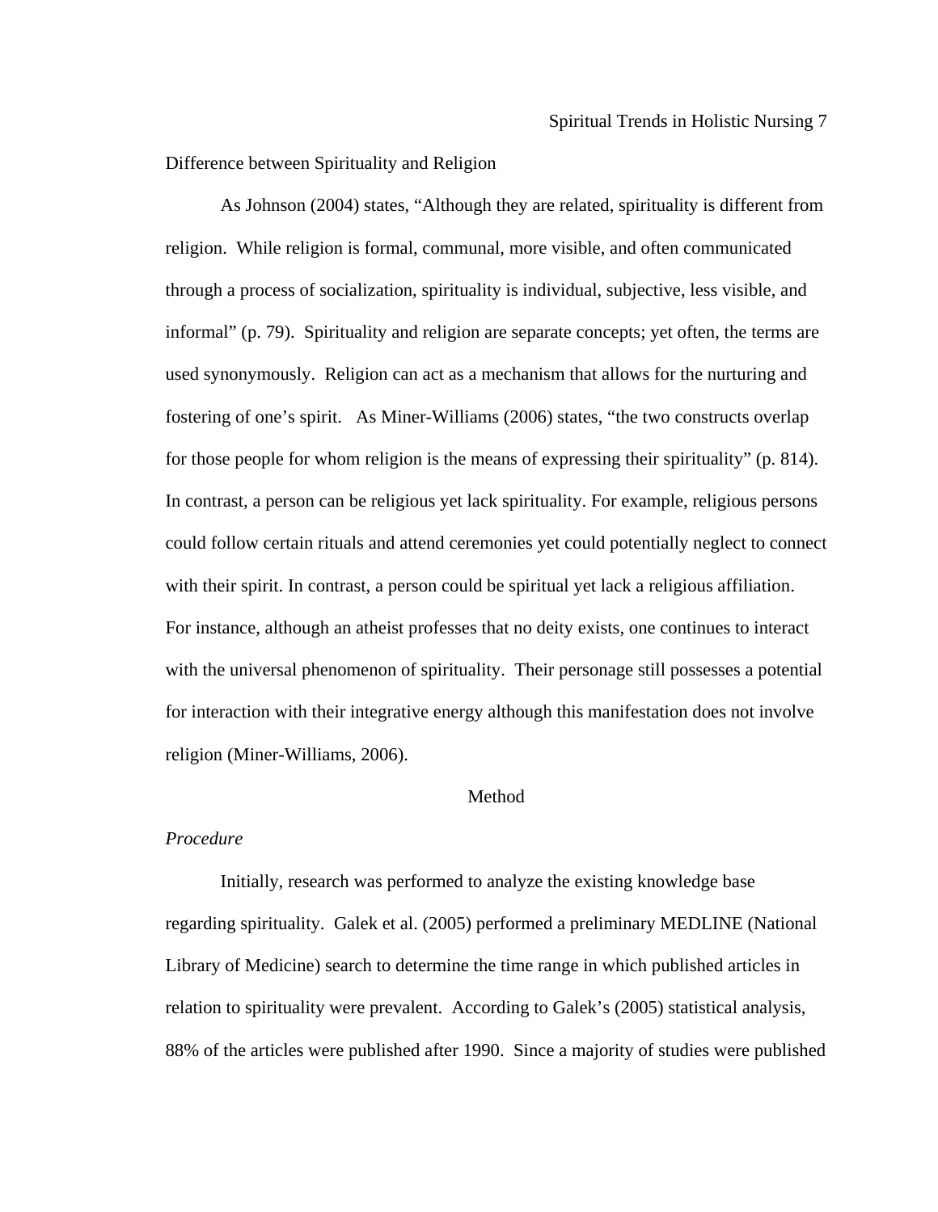Difference between Spirituality and Religion

As Johnson (2004) states, "Although they are related, spirituality is different from religion. While religion is formal, communal, more visible, and often communicated through a process of socialization, spirituality is individual, subjective, less visible, and informal" (p. 79). Spirituality and religion are separate concepts; yet often, the terms are used synonymously. Religion can act as a mechanism that allows for the nurturing and fostering of one's spirit. As Miner-Williams (2006) states, "the two constructs overlap for those people for whom religion is the means of expressing their spirituality" (p. 814). In contrast, a person can be religious yet lack spirituality. For example, religious persons could follow certain rituals and attend ceremonies yet could potentially neglect to connect with their spirit. In contrast, a person could be spiritual yet lack a religious affiliation. For instance, although an atheist professes that no deity exists, one continues to interact with the universal phenomenon of spirituality. Their personage still possesses a potential for interaction with their integrative energy although this manifestation does not involve religion (Miner-Williams, 2006).

# Method

*Procedure*

Initially, research was performed to analyze the existing knowledge base regarding spirituality. Galek et al. (2005) performed a preliminary MEDLINE (National Library of Medicine) search to determine the time range in which published articles in relation to spirituality were prevalent. According to Galek's (2005) statistical analysis, 88% of the articles were published after 1990. Since a majority of studies were published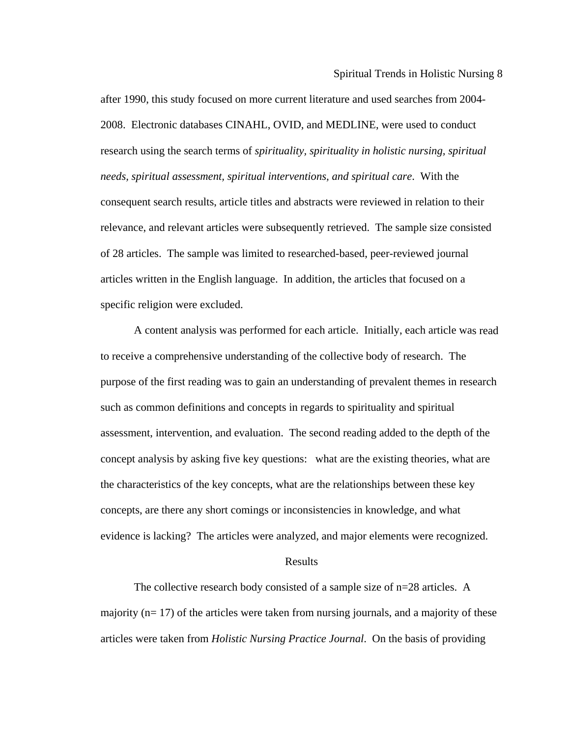after 1990, this study focused on more current literature and used searches from 2004-2008. Electronic databases CINAHL, OVID, and MEDLINE, were used to conduct research using the search terms of *spirituality, spirituality in holistic nursing, spiritual needs, spiritual assessment, spiritual interventions, and spiritual care*. With the consequent search results, article titles and abstracts were reviewed in relation to their relevance, and relevant articles were subsequently retrieved. The sample size consisted of 28 articles. The sample was limited to researched-based, peer-reviewed journal articles written in the English language. In addition, the articles that focused on a specific religion were excluded.

A content analysis was performed for each article. Initially, each article was read to receive a comprehensive understanding of the collective body of research. The purpose of the first reading was to gain an understanding of prevalent themes in research such as common definitions and concepts in regards to spirituality and spiritual assessment, intervention, and evaluation. The second reading added to the depth of the concept analysis by asking five key questions: what are the existing theories, what are the characteristics of the key concepts, what are the relationships between these key concepts, are there any short comings or inconsistencies in knowledge, and what evidence is lacking? The articles were analyzed, and major elements were recognized.

## Results

The collective research body consisted of a sample size of n=28 articles. A majority (n= 17) of the articles were taken from nursing journals, and a majority of these articles were taken from *Holistic Nursing Practice Journal*. On the basis of providing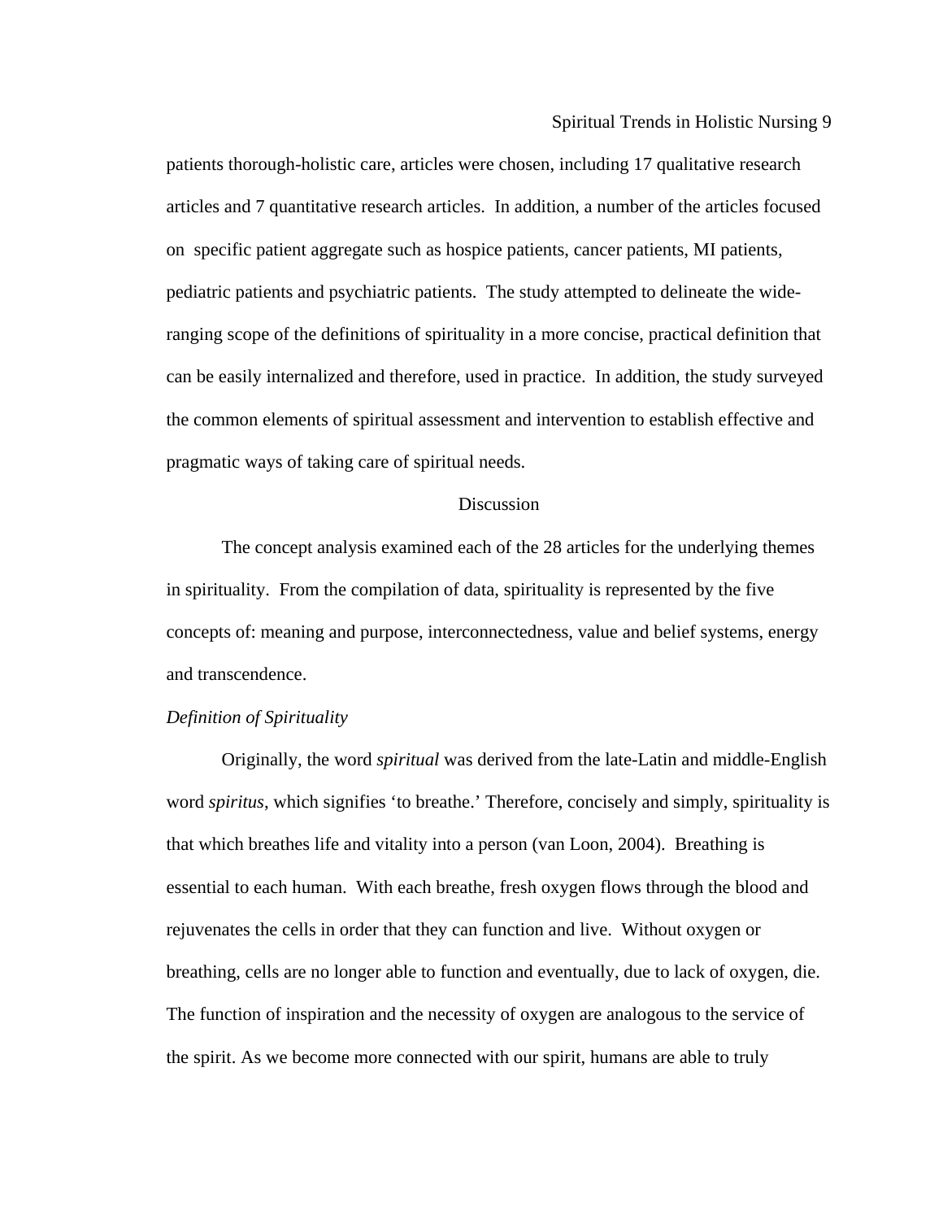patients thorough-holistic care, articles were chosen, including 17 qualitative research articles and 7 quantitative research articles. In addition, a number of the articles focused on specific patient aggregate such as hospice patients, cancer patients, MI patients, pediatric patients and psychiatric patients. The study attempted to delineate the wide-ranging scope of the definitions of spirituality in a more concise, practical definition that can be easily internalized and therefore, used in practice. In addition, the study surveyed the common elements of spiritual assessment and intervention to establish effective and pragmatic ways of taking care of spiritual needs.

## Discussion

The concept analysis examined each of the 28 articles for the underlying themes in spirituality. From the compilation of data, spirituality is represented by the five concepts of: meaning and purpose, interconnectedness, value and belief systems, energy and transcendence.

### *Definition of Spirituality*

Originally, the word *spiritual* was derived from the late-Latin and middle-English word *spiritus*, which signifies 'to breathe.' Therefore, concisely and simply, spirituality is that which breathes life and vitality into a person (van Loon, 2004). Breathing is essential to each human. With each breathe, fresh oxygen flows through the blood and rejuvenates the cells in order that they can function and live. Without oxygen or breathing, cells are no longer able to function and eventually, due to lack of oxygen, die. The function of inspiration and the necessity of oxygen are analogous to the service of the spirit. As we become more connected with our spirit, humans are able to truly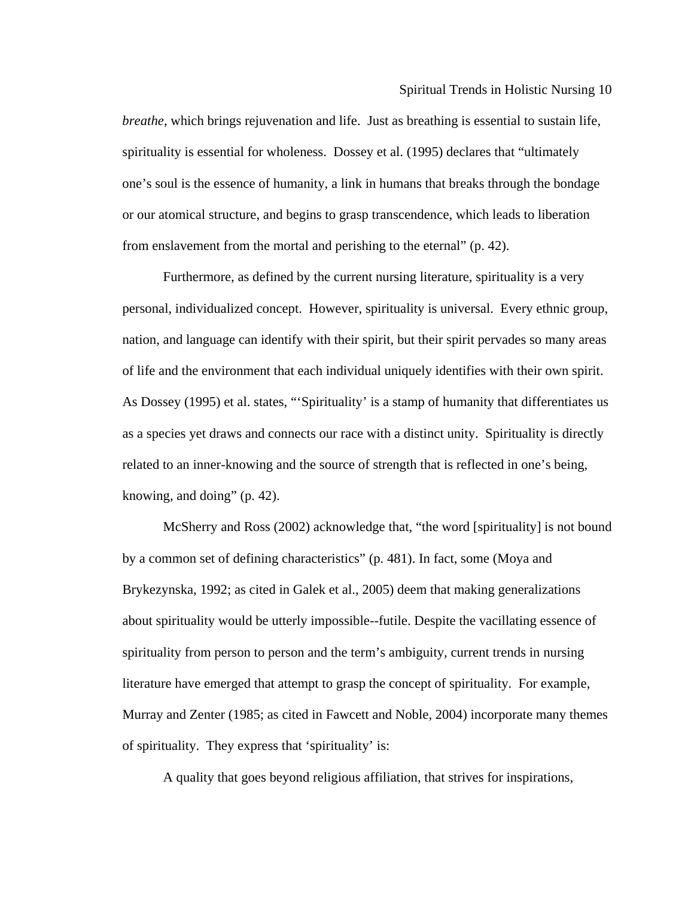*breathe*, which brings rejuvenation and life. Just as breathing is essential to sustain life, spirituality is essential for wholeness. Dossey et al. (1995) declares that "ultimately one's soul is the essence of humanity, a link in humans that breaks through the bondage or our atomical structure, and begins to grasp transcendence, which leads to liberation from enslavement from the mortal and perishing to the eternal" (p. 42).

Furthermore, as defined by the current nursing literature, spirituality is a very personal, individualized concept. However, spirituality is universal. Every ethnic group, nation, and language can identify with their spirit, but their spirit pervades so many areas of life and the environment that each individual uniquely identifies with their own spirit. As Dossey (1995) et al. states, "'Spirituality' is a stamp of humanity that differentiates us as a species yet draws and connects our race with a distinct unity. Spirituality is directly related to an inner-knowing and the source of strength that is reflected in one's being, knowing, and doing" (p. 42).

McSherry and Ross (2002) acknowledge that, "the word [spirituality] is not bound by a common set of defining characteristics" (p. 481). In fact, some (Moya and Brykezynska, 1992; as cited in Galek et al., 2005) deem that making generalizations about spirituality would be utterly impossible--futile. Despite the vacillating essence of spirituality from person to person and the term's ambiguity, current trends in nursing literature have emerged that attempt to grasp the concept of spirituality. For example, Murray and Zenter (1985; as cited in Fawcett and Noble, 2004) incorporate many themes of spirituality. They express that 'spirituality' is:

A quality that goes beyond religious affiliation, that strives for inspirations,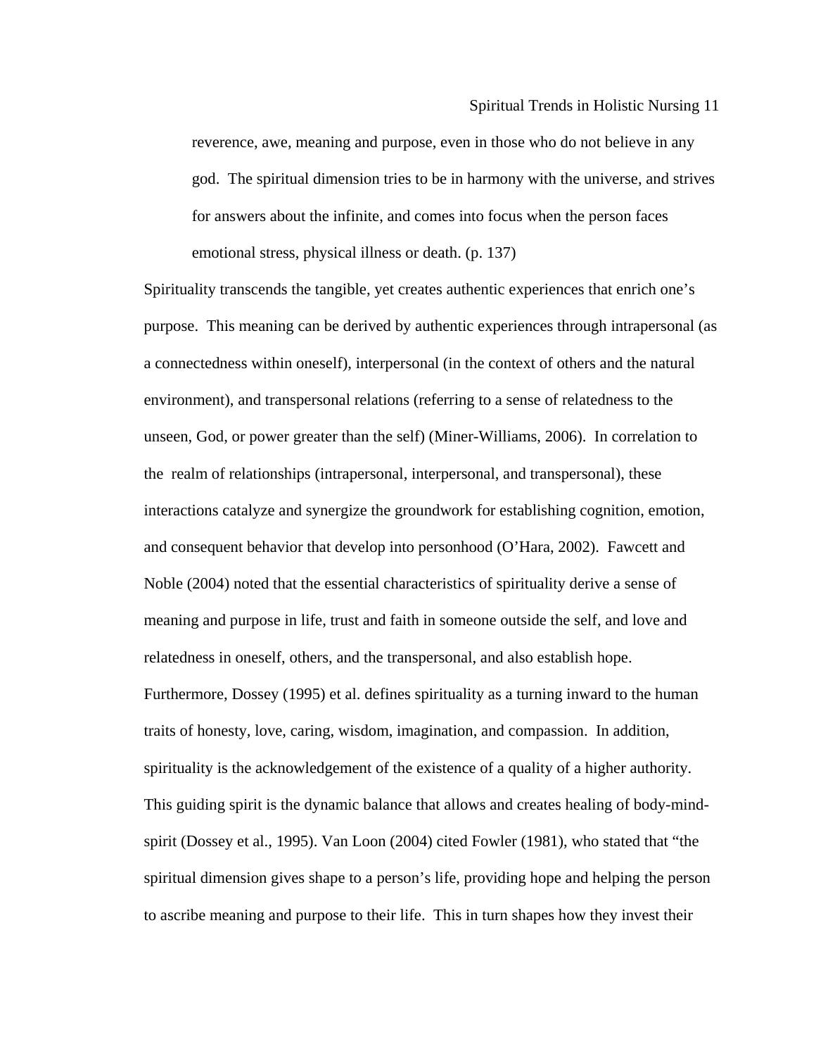> reverence, awe, meaning and purpose, even in those who do not believe in any god. The spiritual dimension tries to be in harmony with the universe, and strives for answers about the infinite, and comes into focus when the person faces emotional stress, physical illness or death. (p. 137)

Spirituality transcends the tangible, yet creates authentic experiences that enrich one's purpose. This meaning can be derived by authentic experiences through intrapersonal (as a connectedness within oneself), interpersonal (in the context of others and the natural environment), and transpersonal relations (referring to a sense of relatedness to the unseen, God, or power greater than the self) (Miner-Williams, 2006). In correlation to the realm of relationships (intrapersonal, interpersonal, and transpersonal), these interactions catalyze and synergize the groundwork for establishing cognition, emotion, and consequent behavior that develop into personhood (O'Hara, 2002). Fawcett and Noble (2004) noted that the essential characteristics of spirituality derive a sense of meaning and purpose in life, trust and faith in someone outside the self, and love and relatedness in oneself, others, and the transpersonal, and also establish hope. Furthermore, Dossey (1995) et al. defines spirituality as a turning inward to the human traits of honesty, love, caring, wisdom, imagination, and compassion. In addition, spirituality is the acknowledgement of the existence of a quality of a higher authority. This guiding spirit is the dynamic balance that allows and creates healing of body-mind-spirit (Dossey et al., 1995). Van Loon (2004) cited Fowler (1981), who stated that "the spiritual dimension gives shape to a person's life, providing hope and helping the person to ascribe meaning and purpose to their life. This in turn shapes how they invest their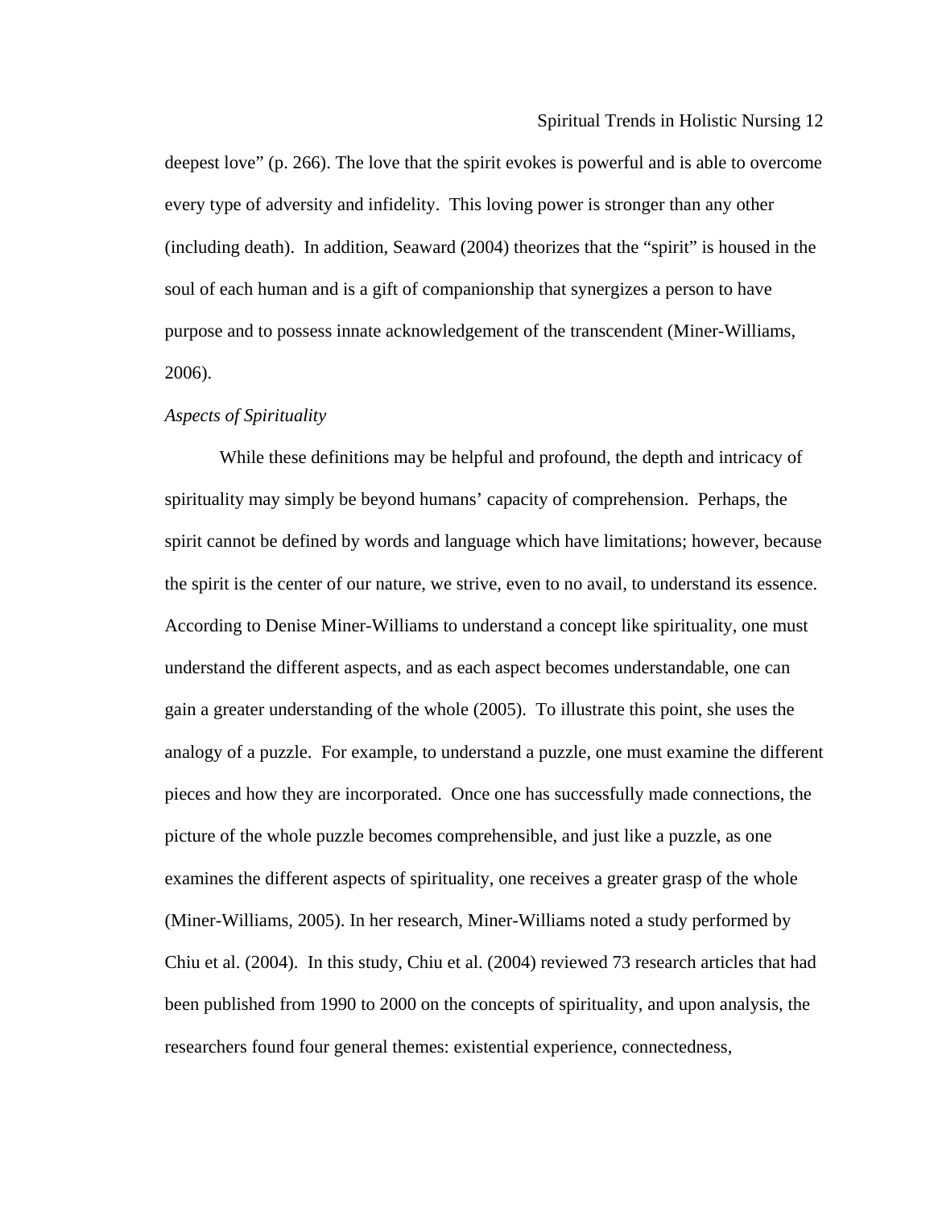deepest love" (p. 266). The love that the spirit evokes is powerful and is able to overcome every type of adversity and infidelity. This loving power is stronger than any other (including death). In addition, Seaward (2004) theorizes that the "spirit" is housed in the soul of each human and is a gift of companionship that synergizes a person to have purpose and to possess innate acknowledgement of the transcendent (Miner-Williams, 2006).

*Aspects of Spirituality*

While these definitions may be helpful and profound, the depth and intricacy of spirituality may simply be beyond humans' capacity of comprehension. Perhaps, the spirit cannot be defined by words and language which have limitations; however, because the spirit is the center of our nature, we strive, even to no avail, to understand its essence. According to Denise Miner-Williams to understand a concept like spirituality, one must understand the different aspects, and as each aspect becomes understandable, one can gain a greater understanding of the whole (2005). To illustrate this point, she uses the analogy of a puzzle. For example, to understand a puzzle, one must examine the different pieces and how they are incorporated. Once one has successfully made connections, the picture of the whole puzzle becomes comprehensible, and just like a puzzle, as one examines the different aspects of spirituality, one receives a greater grasp of the whole (Miner-Williams, 2005). In her research, Miner-Williams noted a study performed by Chiu et al. (2004). In this study, Chiu et al. (2004) reviewed 73 research articles that had been published from 1990 to 2000 on the concepts of spirituality, and upon analysis, the researchers found four general themes: existential experience, connectedness,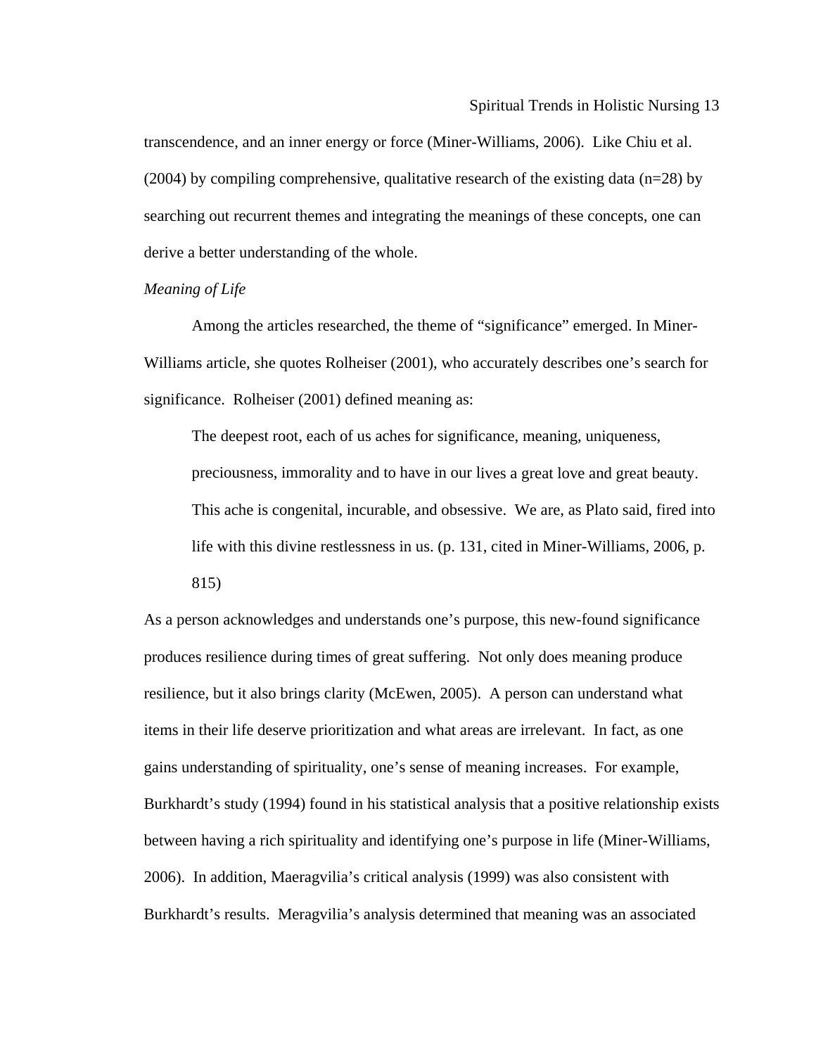transcendence, and an inner energy or force (Miner-Williams, 2006). Like Chiu et al. (2004) by compiling comprehensive, qualitative research of the existing data (n=28) by searching out recurrent themes and integrating the meanings of these concepts, one can derive a better understanding of the whole.

*Meaning of Life*

Among the articles researched, the theme of "significance" emerged. In Miner-Williams article, she quotes Rolheiser (2001), who accurately describes one's search for significance. Rolheiser (2001) defined meaning as:

> The deepest root, each of us aches for significance, meaning, uniqueness, preciousness, immorality and to have in our lives a great love and great beauty. This ache is congenital, incurable, and obsessive. We are, as Plato said, fired into life with this divine restlessness in us. (p. 131, cited in Miner-Williams, 2006, p. 815)

As a person acknowledges and understands one's purpose, this new-found significance produces resilience during times of great suffering. Not only does meaning produce resilience, but it also brings clarity (McEwen, 2005). A person can understand what items in their life deserve prioritization and what areas are irrelevant. In fact, as one gains understanding of spirituality, one's sense of meaning increases. For example, Burkhardt's study (1994) found in his statistical analysis that a positive relationship exists between having a rich spirituality and identifying one's purpose in life (Miner-Williams, 2006). In addition, Maeragvilia's critical analysis (1999) was also consistent with Burkhardt's results. Meragvilia's analysis determined that meaning was an associated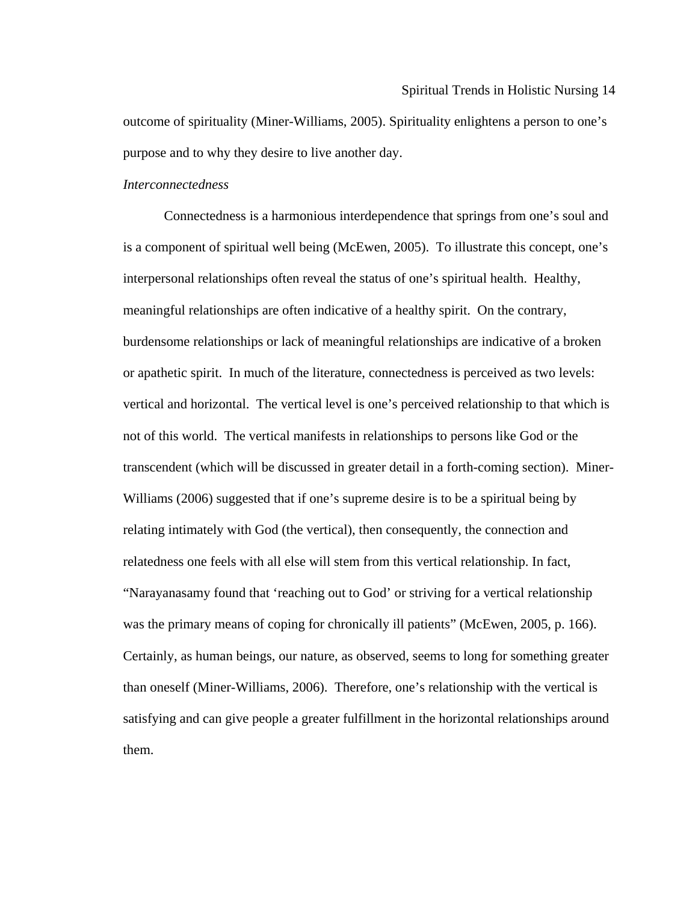outcome of spirituality (Miner-Williams, 2005). Spirituality enlightens a person to one's purpose and to why they desire to live another day.

*Interconnectedness*

Connectedness is a harmonious interdependence that springs from one's soul and is a component of spiritual well being (McEwen, 2005). To illustrate this concept, one's interpersonal relationships often reveal the status of one's spiritual health. Healthy, meaningful relationships are often indicative of a healthy spirit. On the contrary, burdensome relationships or lack of meaningful relationships are indicative of a broken or apathetic spirit. In much of the literature, connectedness is perceived as two levels: vertical and horizontal. The vertical level is one's perceived relationship to that which is not of this world. The vertical manifests in relationships to persons like God or the transcendent (which will be discussed in greater detail in a forth-coming section). Miner-Williams (2006) suggested that if one's supreme desire is to be a spiritual being by relating intimately with God (the vertical), then consequently, the connection and relatedness one feels with all else will stem from this vertical relationship. In fact, "Narayanasamy found that 'reaching out to God' or striving for a vertical relationship was the primary means of coping for chronically ill patients" (McEwen, 2005, p. 166). Certainly, as human beings, our nature, as observed, seems to long for something greater than oneself (Miner-Williams, 2006). Therefore, one's relationship with the vertical is satisfying and can give people a greater fulfillment in the horizontal relationships around them.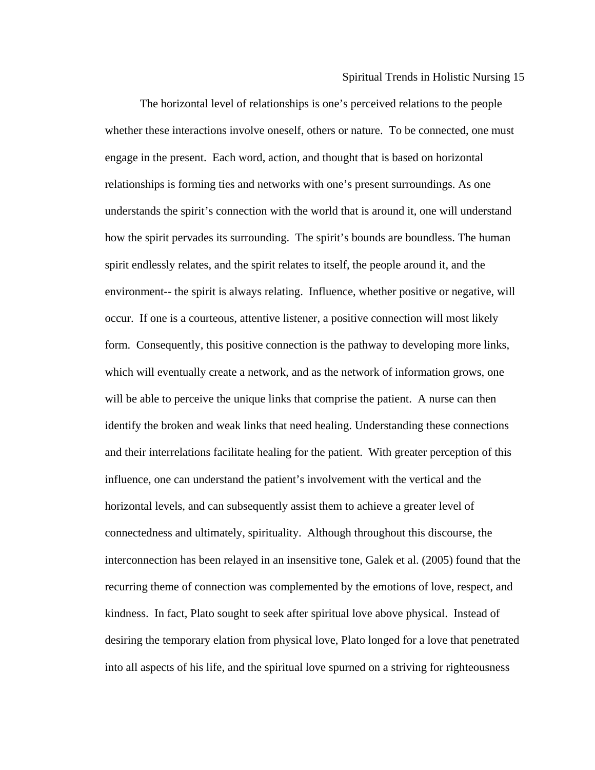The horizontal level of relationships is one's perceived relations to the people whether these interactions involve oneself, others or nature. To be connected, one must engage in the present. Each word, action, and thought that is based on horizontal relationships is forming ties and networks with one's present surroundings. As one understands the spirit's connection with the world that is around it, one will understand how the spirit pervades its surrounding. The spirit's bounds are boundless. The human spirit endlessly relates, and the spirit relates to itself, the people around it, and the environment-- the spirit is always relating. Influence, whether positive or negative, will occur. If one is a courteous, attentive listener, a positive connection will most likely form. Consequently, this positive connection is the pathway to developing more links, which will eventually create a network, and as the network of information grows, one will be able to perceive the unique links that comprise the patient. A nurse can then identify the broken and weak links that need healing. Understanding these connections and their interrelations facilitate healing for the patient. With greater perception of this influence, one can understand the patient's involvement with the vertical and the horizontal levels, and can subsequently assist them to achieve a greater level of connectedness and ultimately, spirituality. Although throughout this discourse, the interconnection has been relayed in an insensitive tone, Galek et al. (2005) found that the recurring theme of connection was complemented by the emotions of love, respect, and kindness. In fact, Plato sought to seek after spiritual love above physical. Instead of desiring the temporary elation from physical love, Plato longed for a love that penetrated into all aspects of his life, and the spiritual love spurned on a striving for righteousness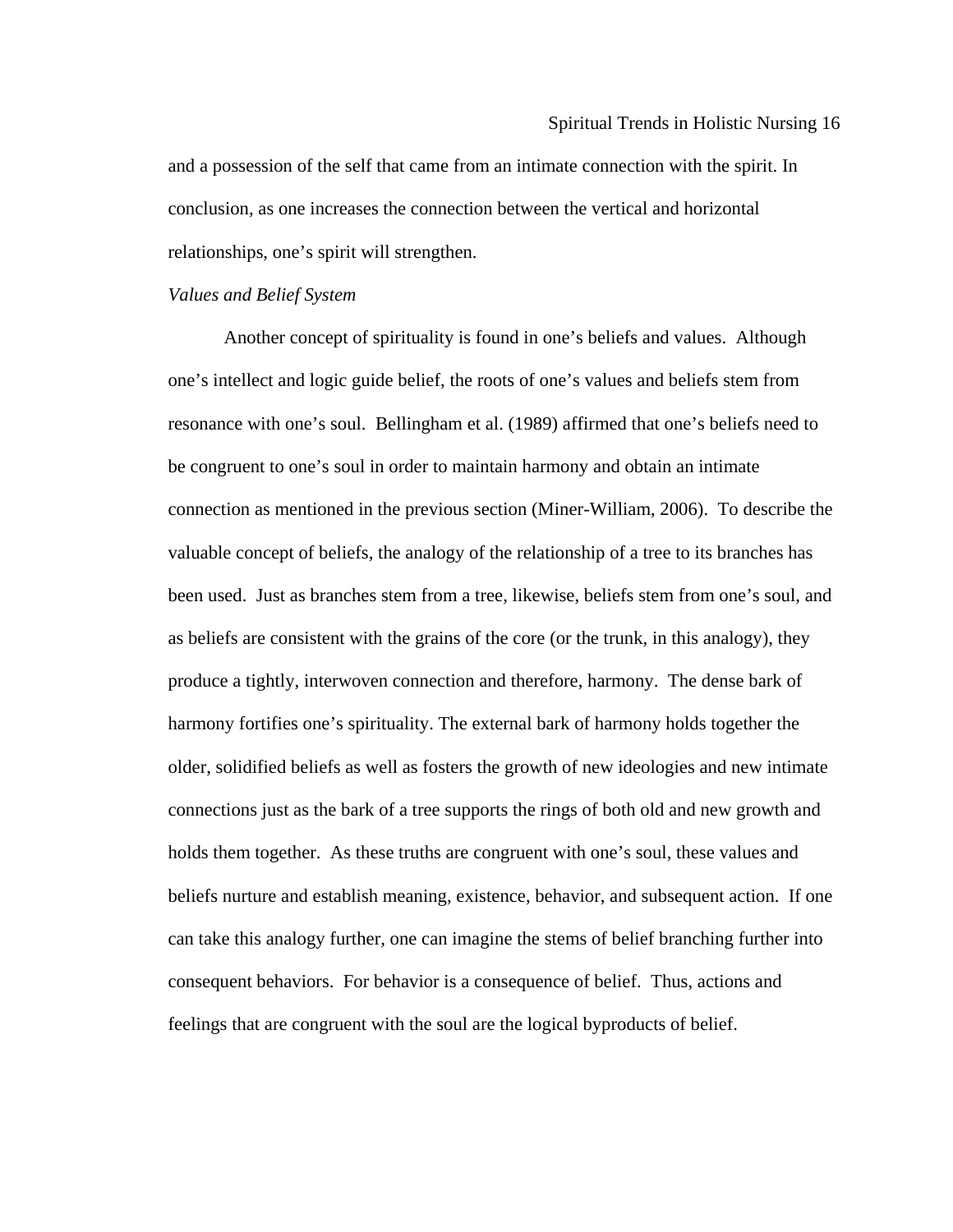and a possession of the self that came from an intimate connection with the spirit. In conclusion, as one increases the connection between the vertical and horizontal relationships, one's spirit will strengthen.

*Values and Belief System*

Another concept of spirituality is found in one's beliefs and values. Although one's intellect and logic guide belief, the roots of one's values and beliefs stem from resonance with one's soul. Bellingham et al. (1989) affirmed that one's beliefs need to be congruent to one's soul in order to maintain harmony and obtain an intimate connection as mentioned in the previous section (Miner-William, 2006). To describe the valuable concept of beliefs, the analogy of the relationship of a tree to its branches has been used. Just as branches stem from a tree, likewise, beliefs stem from one's soul, and as beliefs are consistent with the grains of the core (or the trunk, in this analogy), they produce a tightly, interwoven connection and therefore, harmony. The dense bark of harmony fortifies one's spirituality. The external bark of harmony holds together the older, solidified beliefs as well as fosters the growth of new ideologies and new intimate connections just as the bark of a tree supports the rings of both old and new growth and holds them together. As these truths are congruent with one's soul, these values and beliefs nurture and establish meaning, existence, behavior, and subsequent action. If one can take this analogy further, one can imagine the stems of belief branching further into consequent behaviors. For behavior is a consequence of belief. Thus, actions and feelings that are congruent with the soul are the logical byproducts of belief.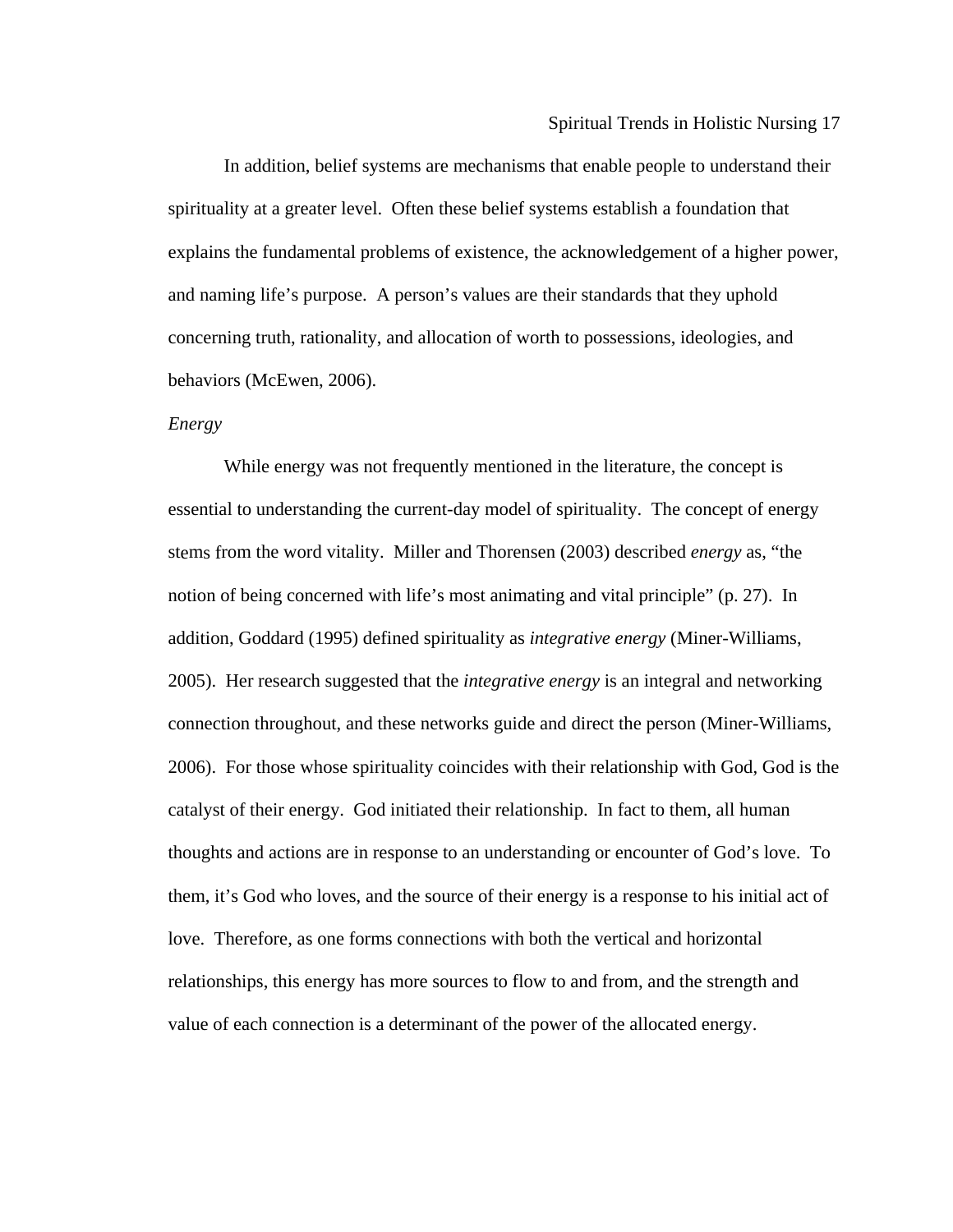In addition, belief systems are mechanisms that enable people to understand their spirituality at a greater level. Often these belief systems establish a foundation that explains the fundamental problems of existence, the acknowledgement of a higher power, and naming life's purpose. A person's values are their standards that they uphold concerning truth, rationality, and allocation of worth to possessions, ideologies, and behaviors (McEwen, 2006).

*Energy*

While energy was not frequently mentioned in the literature, the concept is essential to understanding the current-day model of spirituality. The concept of energy stems from the word vitality. Miller and Thorensen (2003) described *energy* as, "the notion of being concerned with life's most animating and vital principle" (p. 27). In addition, Goddard (1995) defined spirituality as *integrative energy* (Miner-Williams, 2005). Her research suggested that the *integrative energy* is an integral and networking connection throughout, and these networks guide and direct the person (Miner-Williams, 2006). For those whose spirituality coincides with their relationship with God, God is the catalyst of their energy. God initiated their relationship. In fact to them, all human thoughts and actions are in response to an understanding or encounter of God's love. To them, it's God who loves, and the source of their energy is a response to his initial act of love. Therefore, as one forms connections with both the vertical and horizontal relationships, this energy has more sources to flow to and from, and the strength and value of each connection is a determinant of the power of the allocated energy.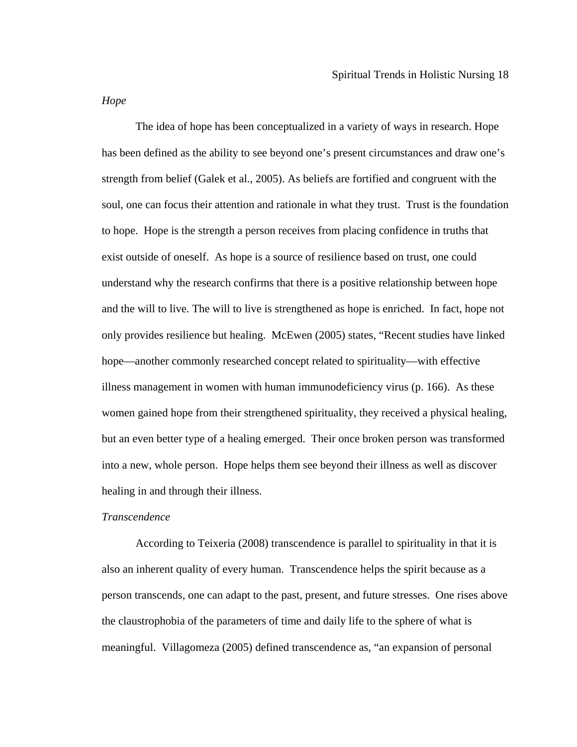*Hope*

The idea of hope has been conceptualized in a variety of ways in research. Hope has been defined as the ability to see beyond one's present circumstances and draw one's strength from belief (Galek et al., 2005). As beliefs are fortified and congruent with the soul, one can focus their attention and rationale in what they trust. Trust is the foundation to hope. Hope is the strength a person receives from placing confidence in truths that exist outside of oneself. As hope is a source of resilience based on trust, one could understand why the research confirms that there is a positive relationship between hope and the will to live. The will to live is strengthened as hope is enriched. In fact, hope not only provides resilience but healing. McEwen (2005) states, "Recent studies have linked hope—another commonly researched concept related to spirituality—with effective illness management in women with human immunodeficiency virus (p. 166). As these women gained hope from their strengthened spirituality, they received a physical healing, but an even better type of a healing emerged. Their once broken person was transformed into a new, whole person. Hope helps them see beyond their illness as well as discover healing in and through their illness.

*Transcendence*

According to Teixeria (2008) transcendence is parallel to spirituality in that it is also an inherent quality of every human. Transcendence helps the spirit because as a person transcends, one can adapt to the past, present, and future stresses. One rises above the claustrophobia of the parameters of time and daily life to the sphere of what is meaningful. Villagomeza (2005) defined transcendence as, "an expansion of personal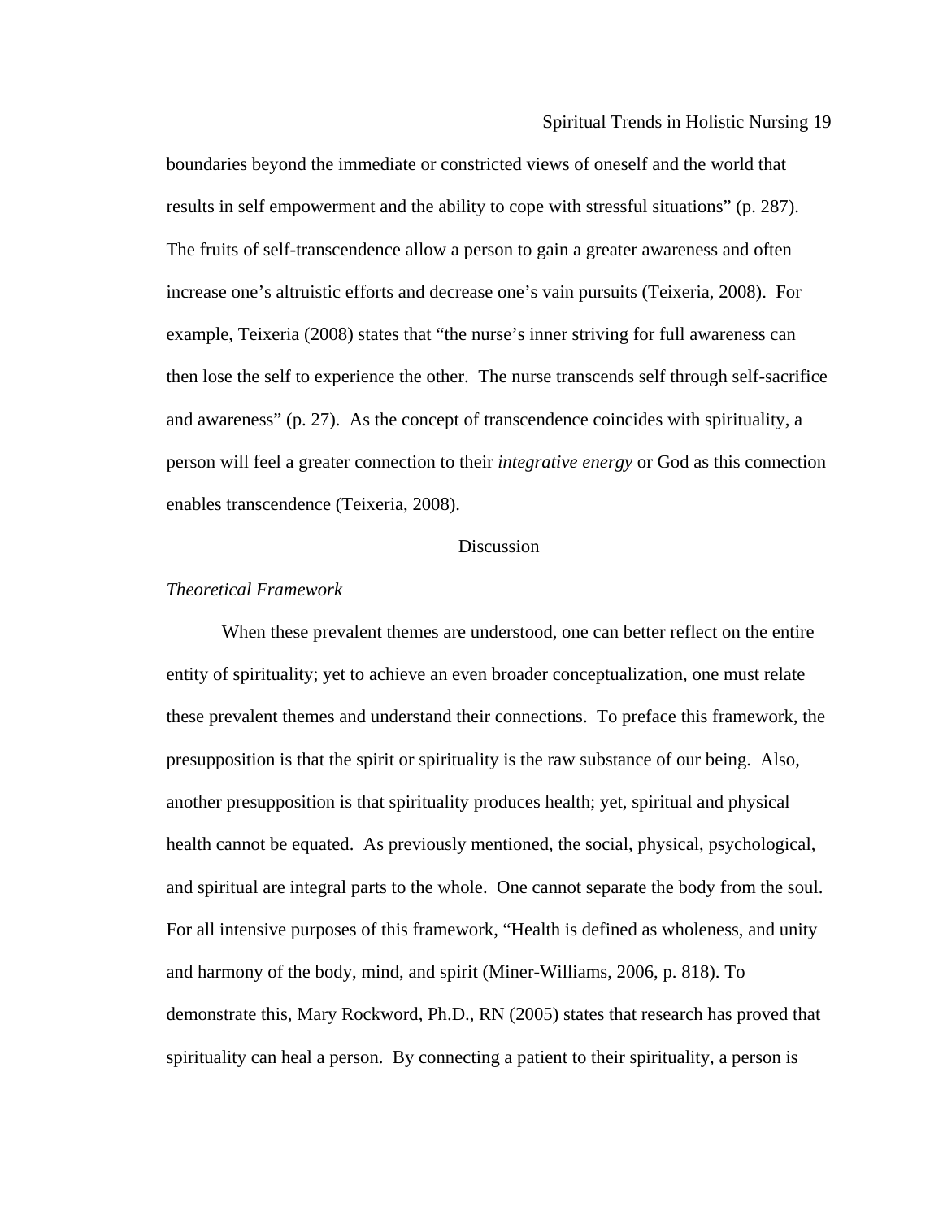boundaries beyond the immediate or constricted views of oneself and the world that results in self empowerment and the ability to cope with stressful situations" (p. 287). The fruits of self-transcendence allow a person to gain a greater awareness and often increase one's altruistic efforts and decrease one's vain pursuits (Teixeria, 2008). For example, Teixeria (2008) states that "the nurse's inner striving for full awareness can then lose the self to experience the other. The nurse transcends self through self-sacrifice and awareness" (p. 27). As the concept of transcendence coincides with spirituality, a person will feel a greater connection to their *integrative energy* or God as this connection enables transcendence (Teixeria, 2008).

## Discussion

### *Theoretical Framework*

When these prevalent themes are understood, one can better reflect on the entire entity of spirituality; yet to achieve an even broader conceptualization, one must relate these prevalent themes and understand their connections. To preface this framework, the presupposition is that the spirit or spirituality is the raw substance of our being. Also, another presupposition is that spirituality produces health; yet, spiritual and physical health cannot be equated. As previously mentioned, the social, physical, psychological, and spiritual are integral parts to the whole. One cannot separate the body from the soul. For all intensive purposes of this framework, "Health is defined as wholeness, and unity and harmony of the body, mind, and spirit (Miner-Williams, 2006, p. 818). To demonstrate this, Mary Rockword, Ph.D., RN (2005) states that research has proved that spirituality can heal a person. By connecting a patient to their spirituality, a person is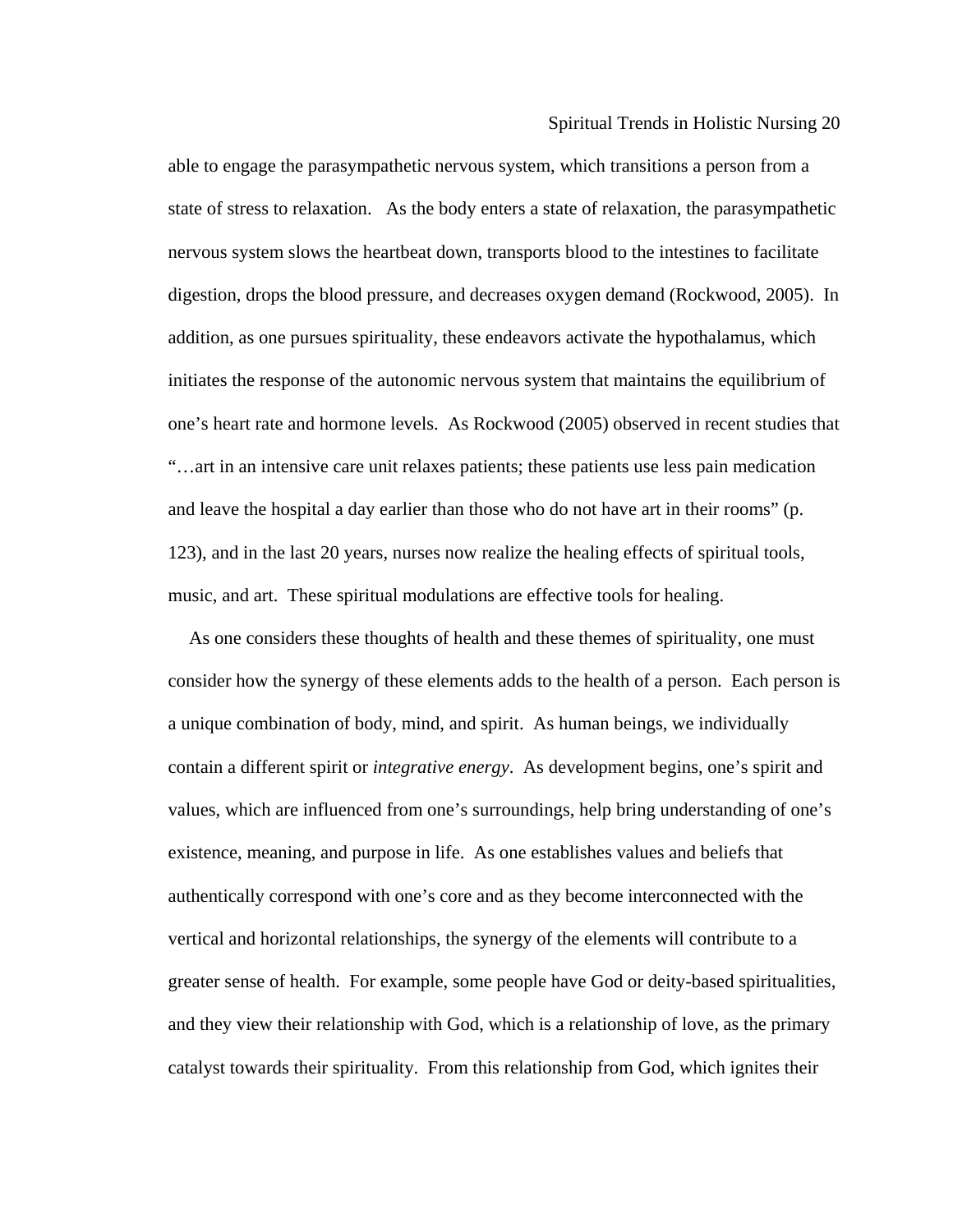able to engage the parasympathetic nervous system, which transitions a person from a state of stress to relaxation.   As the body enters a state of relaxation, the parasympathetic nervous system slows the heartbeat down, transports blood to the intestines to facilitate digestion, drops the blood pressure, and decreases oxygen demand (Rockwood, 2005).  In addition, as one pursues spirituality, these endeavors activate the hypothalamus, which initiates the response of the autonomic nervous system that maintains the equilibrium of one's heart rate and hormone levels.  As Rockwood (2005) observed in recent studies that "…art in an intensive care unit relaxes patients; these patients use less pain medication and leave the hospital a day earlier than those who do not have art in their rooms" (p. 123), and in the last 20 years, nurses now realize the healing effects of spiritual tools, music, and art.  These spiritual modulations are effective tools for healing.

As one considers these thoughts of health and these themes of spirituality, one must consider how the synergy of these elements adds to the health of a person.  Each person is a unique combination of body, mind, and spirit.  As human beings, we individually contain a different spirit or *integrative energy*.  As development begins, one's spirit and values, which are influenced from one's surroundings, help bring understanding of one's existence, meaning, and purpose in life.  As one establishes values and beliefs that authentically correspond with one's core and as they become interconnected with the vertical and horizontal relationships, the synergy of the elements will contribute to a greater sense of health.  For example, some people have God or deity-based spiritualities, and they view their relationship with God, which is a relationship of love, as the primary catalyst towards their spirituality.  From this relationship from God, which ignites their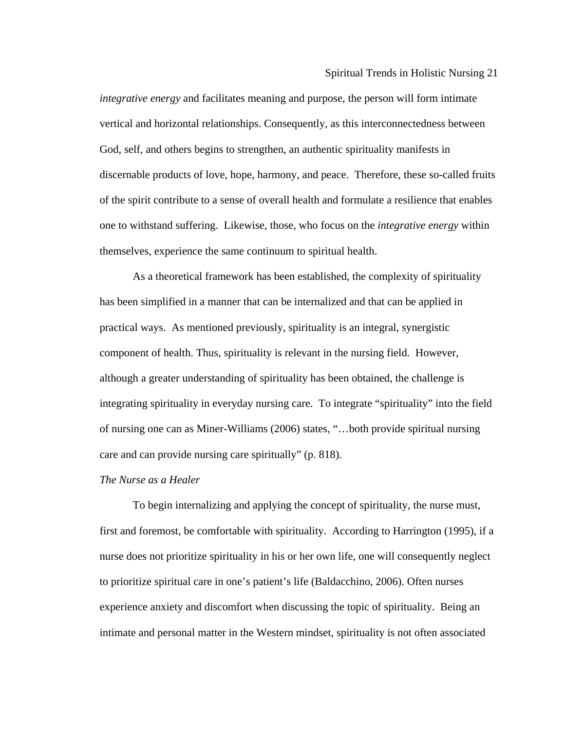*integrative energy* and facilitates meaning and purpose, the person will form intimate vertical and horizontal relationships. Consequently, as this interconnectedness between God, self, and others begins to strengthen, an authentic spirituality manifests in discernable products of love, hope, harmony, and peace. Therefore, these so-called fruits of the spirit contribute to a sense of overall health and formulate a resilience that enables one to withstand suffering. Likewise, those, who focus on the *integrative energy* within themselves, experience the same continuum to spiritual health.

As a theoretical framework has been established, the complexity of spirituality has been simplified in a manner that can be internalized and that can be applied in practical ways. As mentioned previously, spirituality is an integral, synergistic component of health. Thus, spirituality is relevant in the nursing field. However, although a greater understanding of spirituality has been obtained, the challenge is integrating spirituality in everyday nursing care. To integrate "spirituality" into the field of nursing one can as Miner-Williams (2006) states, "…both provide spiritual nursing care and can provide nursing care spiritually" (p. 818).

*The Nurse as a Healer*

To begin internalizing and applying the concept of spirituality, the nurse must, first and foremost, be comfortable with spirituality. According to Harrington (1995), if a nurse does not prioritize spirituality in his or her own life, one will consequently neglect to prioritize spiritual care in one's patient's life (Baldacchino, 2006). Often nurses experience anxiety and discomfort when discussing the topic of spirituality. Being an intimate and personal matter in the Western mindset, spirituality is not often associated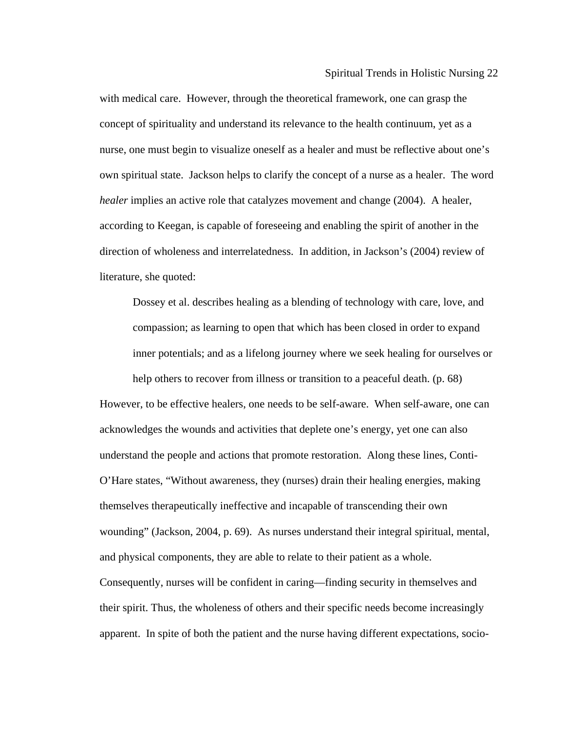with medical care. However, through the theoretical framework, one can grasp the concept of spirituality and understand its relevance to the health continuum, yet as a nurse, one must begin to visualize oneself as a healer and must be reflective about one's own spiritual state. Jackson helps to clarify the concept of a nurse as a healer. The word *healer* implies an active role that catalyzes movement and change (2004). A healer, according to Keegan, is capable of foreseeing and enabling the spirit of another in the direction of wholeness and interrelatedness. In addition, in Jackson's (2004) review of literature, she quoted:

> Dossey et al. describes healing as a blending of technology with care, love, and compassion; as learning to open that which has been closed in order to expand inner potentials; and as a lifelong journey where we seek healing for ourselves or help others to recover from illness or transition to a peaceful death. (p. 68)

However, to be effective healers, one needs to be self-aware. When self-aware, one can acknowledges the wounds and activities that deplete one's energy, yet one can also understand the people and actions that promote restoration. Along these lines, Conti-O'Hare states, "Without awareness, they (nurses) drain their healing energies, making themselves therapeutically ineffective and incapable of transcending their own wounding" (Jackson, 2004, p. 69). As nurses understand their integral spiritual, mental, and physical components, they are able to relate to their patient as a whole. Consequently, nurses will be confident in caring—finding security in themselves and their spirit. Thus, the wholeness of others and their specific needs become increasingly apparent. In spite of both the patient and the nurse having different expectations, socio-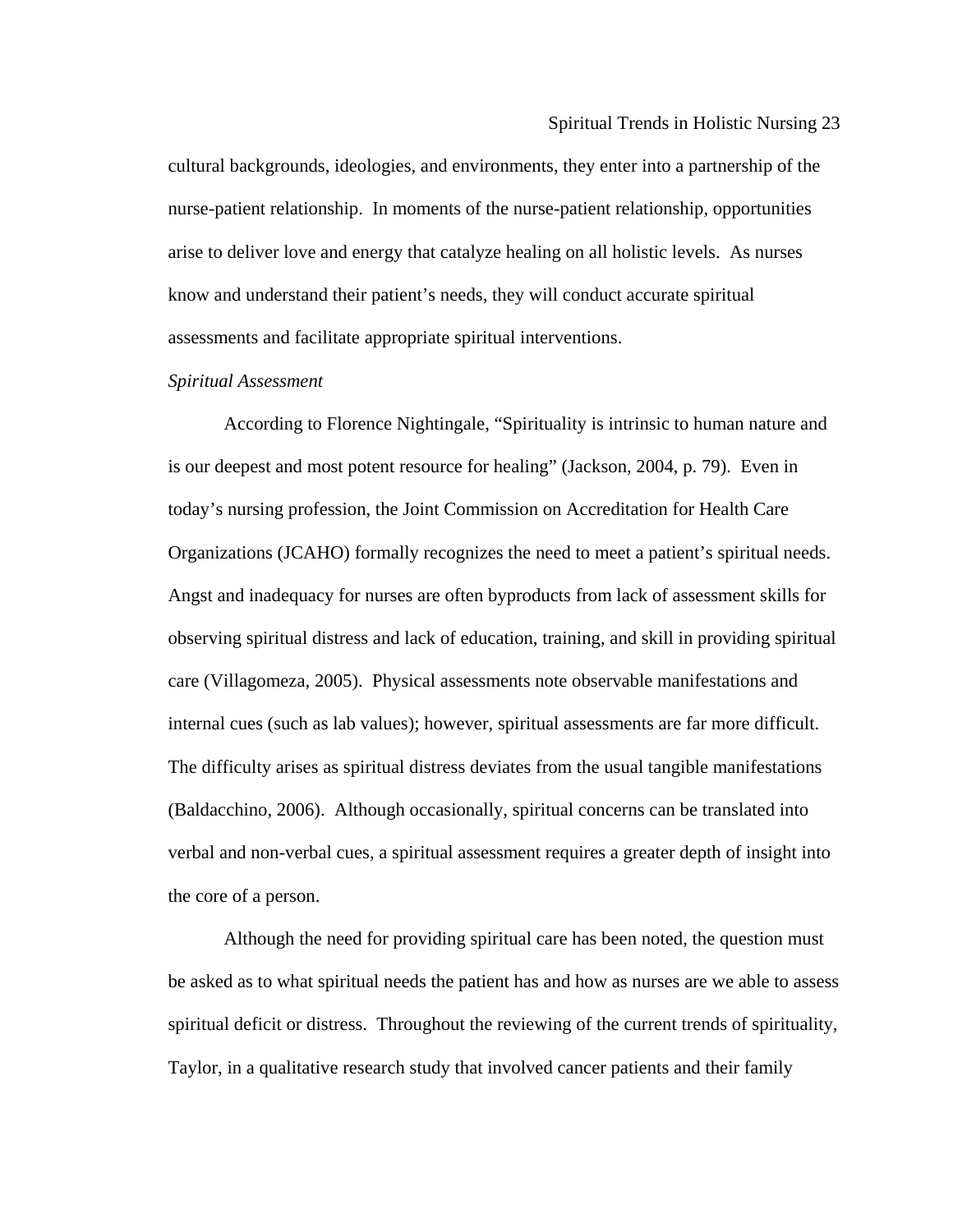cultural backgrounds, ideologies, and environments, they enter into a partnership of the nurse-patient relationship. In moments of the nurse-patient relationship, opportunities arise to deliver love and energy that catalyze healing on all holistic levels. As nurses know and understand their patient's needs, they will conduct accurate spiritual assessments and facilitate appropriate spiritual interventions.

*Spiritual Assessment*

According to Florence Nightingale, "Spirituality is intrinsic to human nature and is our deepest and most potent resource for healing" (Jackson, 2004, p. 79). Even in today's nursing profession, the Joint Commission on Accreditation for Health Care Organizations (JCAHO) formally recognizes the need to meet a patient's spiritual needs. Angst and inadequacy for nurses are often byproducts from lack of assessment skills for observing spiritual distress and lack of education, training, and skill in providing spiritual care (Villagomeza, 2005). Physical assessments note observable manifestations and internal cues (such as lab values); however, spiritual assessments are far more difficult. The difficulty arises as spiritual distress deviates from the usual tangible manifestations (Baldacchino, 2006). Although occasionally, spiritual concerns can be translated into verbal and non-verbal cues, a spiritual assessment requires a greater depth of insight into the core of a person.

Although the need for providing spiritual care has been noted, the question must be asked as to what spiritual needs the patient has and how as nurses are we able to assess spiritual deficit or distress. Throughout the reviewing of the current trends of spirituality, Taylor, in a qualitative research study that involved cancer patients and their family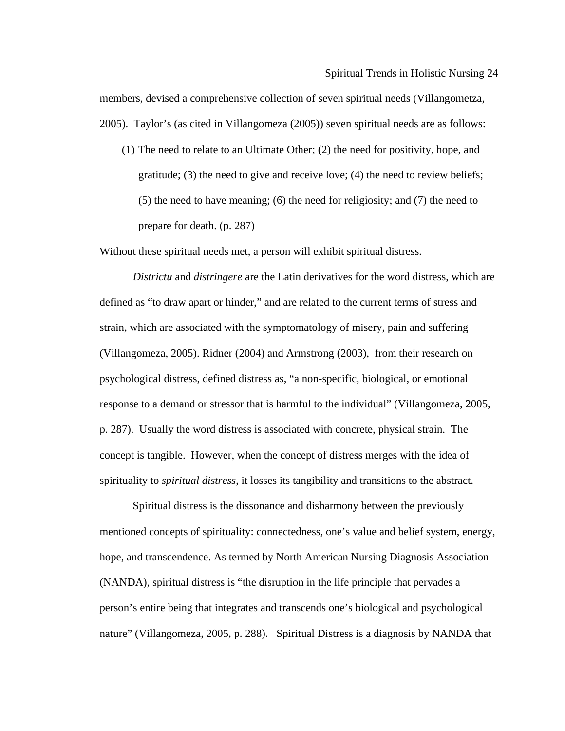members, devised a comprehensive collection of seven spiritual needs (Villangometza, 2005). Taylor's (as cited in Villangomeza (2005)) seven spiritual needs are as follows:

> (1) The need to relate to an Ultimate Other; (2) the need for positivity, hope, and gratitude; (3) the need to give and receive love; (4) the need to review beliefs; (5) the need to have meaning; (6) the need for religiosity; and (7) the need to prepare for death. (p. 287)

Without these spiritual needs met, a person will exhibit spiritual distress.

*Districtu* and *distringere* are the Latin derivatives for the word distress, which are defined as "to draw apart or hinder," and are related to the current terms of stress and strain, which are associated with the symptomatology of misery, pain and suffering (Villangomeza, 2005). Ridner (2004) and Armstrong (2003), from their research on psychological distress, defined distress as, "a non-specific, biological, or emotional response to a demand or stressor that is harmful to the individual" (Villangomeza, 2005, p. 287). Usually the word distress is associated with concrete, physical strain. The concept is tangible. However, when the concept of distress merges with the idea of spirituality to *spiritual distress*, it losses its tangibility and transitions to the abstract.

Spiritual distress is the dissonance and disharmony between the previously mentioned concepts of spirituality: connectedness, one's value and belief system, energy, hope, and transcendence. As termed by North American Nursing Diagnosis Association (NANDA), spiritual distress is "the disruption in the life principle that pervades a person's entire being that integrates and transcends one's biological and psychological nature" (Villangomeza, 2005, p. 288). Spiritual Distress is a diagnosis by NANDA that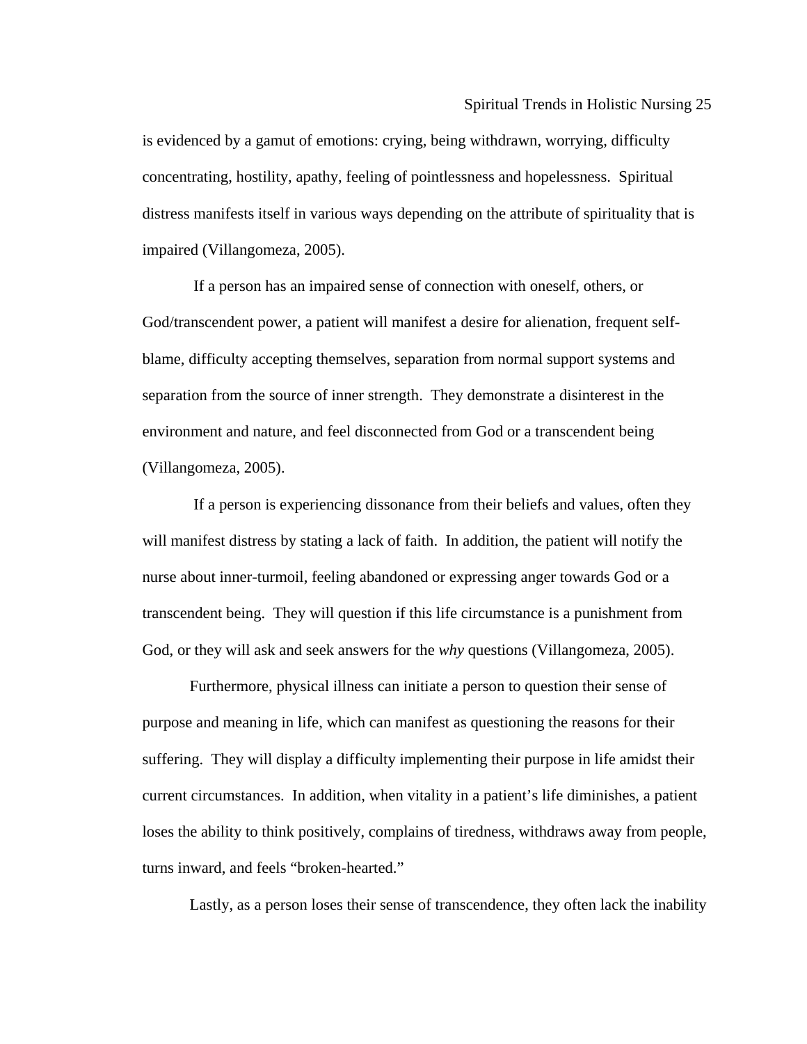is evidenced by a gamut of emotions: crying, being withdrawn, worrying, difficulty concentrating, hostility, apathy, feeling of pointlessness and hopelessness. Spiritual distress manifests itself in various ways depending on the attribute of spirituality that is impaired (Villangomeza, 2005).

If a person has an impaired sense of connection with oneself, others, or God/transcendent power, a patient will manifest a desire for alienation, frequent self-blame, difficulty accepting themselves, separation from normal support systems and separation from the source of inner strength. They demonstrate a disinterest in the environment and nature, and feel disconnected from God or a transcendent being (Villangomeza, 2005).

If a person is experiencing dissonance from their beliefs and values, often they will manifest distress by stating a lack of faith. In addition, the patient will notify the nurse about inner-turmoil, feeling abandoned or expressing anger towards God or a transcendent being. They will question if this life circumstance is a punishment from God, or they will ask and seek answers for the *why* questions (Villangomeza, 2005).

Furthermore, physical illness can initiate a person to question their sense of purpose and meaning in life, which can manifest as questioning the reasons for their suffering. They will display a difficulty implementing their purpose in life amidst their current circumstances. In addition, when vitality in a patient's life diminishes, a patient loses the ability to think positively, complains of tiredness, withdraws away from people, turns inward, and feels "broken-hearted."

Lastly, as a person loses their sense of transcendence, they often lack the inability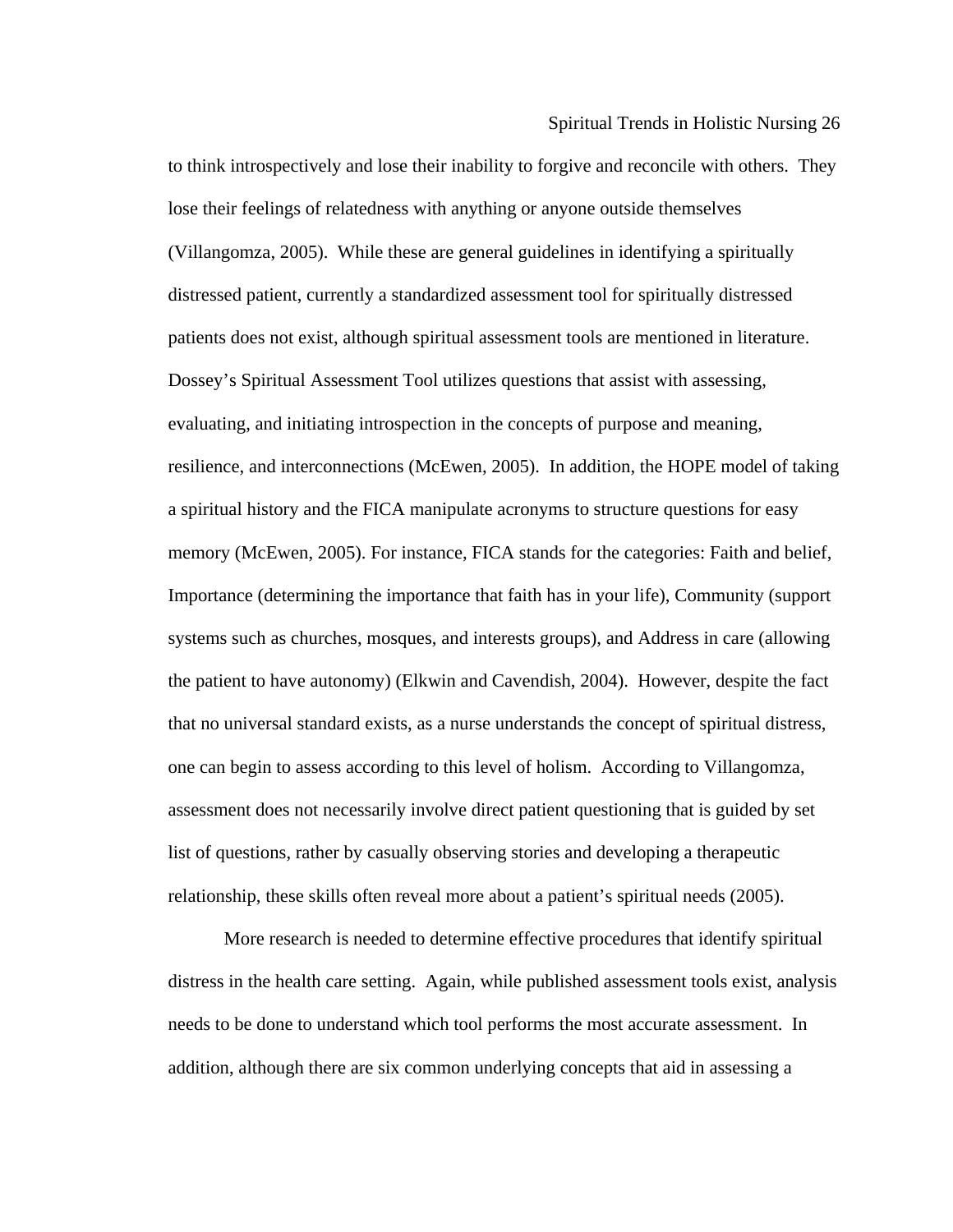to think introspectively and lose their inability to forgive and reconcile with others. They lose their feelings of relatedness with anything or anyone outside themselves (Villangomza, 2005). While these are general guidelines in identifying a spiritually distressed patient, currently a standardized assessment tool for spiritually distressed patients does not exist, although spiritual assessment tools are mentioned in literature. Dossey's Spiritual Assessment Tool utilizes questions that assist with assessing, evaluating, and initiating introspection in the concepts of purpose and meaning, resilience, and interconnections (McEwen, 2005). In addition, the HOPE model of taking a spiritual history and the FICA manipulate acronyms to structure questions for easy memory (McEwen, 2005). For instance, FICA stands for the categories: Faith and belief, Importance (determining the importance that faith has in your life), Community (support systems such as churches, mosques, and interests groups), and Address in care (allowing the patient to have autonomy) (Elkwin and Cavendish, 2004). However, despite the fact that no universal standard exists, as a nurse understands the concept of spiritual distress, one can begin to assess according to this level of holism. According to Villangomza, assessment does not necessarily involve direct patient questioning that is guided by set list of questions, rather by casually observing stories and developing a therapeutic relationship, these skills often reveal more about a patient's spiritual needs (2005).

More research is needed to determine effective procedures that identify spiritual distress in the health care setting. Again, while published assessment tools exist, analysis needs to be done to understand which tool performs the most accurate assessment. In addition, although there are six common underlying concepts that aid in assessing a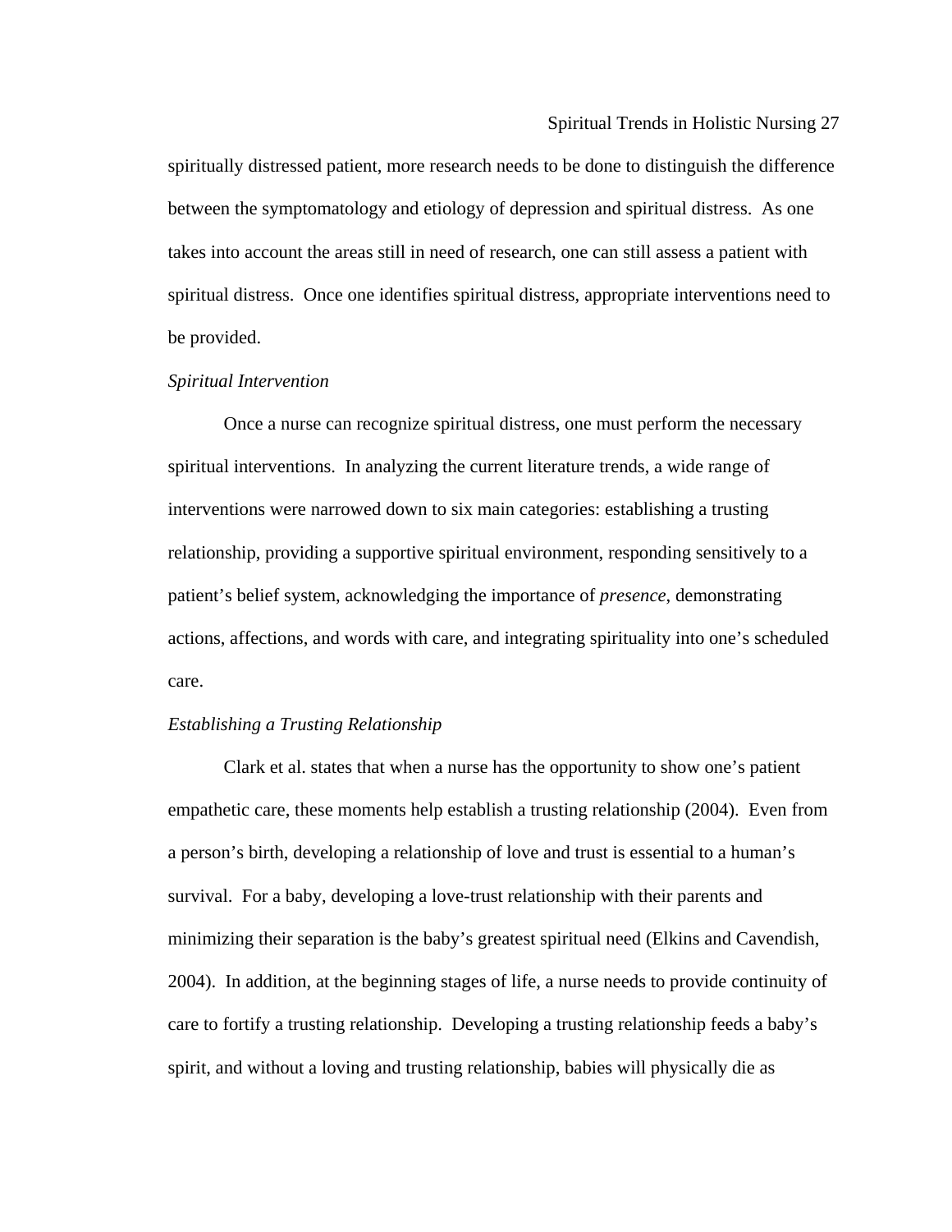spiritually distressed patient, more research needs to be done to distinguish the difference between the symptomatology and etiology of depression and spiritual distress.  As one takes into account the areas still in need of research, one can still assess a patient with spiritual distress.  Once one identifies spiritual distress, appropriate interventions need to be provided.

*Spiritual Intervention*

Once a nurse can recognize spiritual distress, one must perform the necessary spiritual interventions.  In analyzing the current literature trends, a wide range of interventions were narrowed down to six main categories: establishing a trusting relationship, providing a supportive spiritual environment, responding sensitively to a patient's belief system, acknowledging the importance of *presence*, demonstrating actions, affections, and words with care, and integrating spirituality into one's scheduled care.

*Establishing a Trusting Relationship*

Clark et al. states that when a nurse has the opportunity to show one's patient empathetic care, these moments help establish a trusting relationship (2004).  Even from a person's birth, developing a relationship of love and trust is essential to a human's survival.  For a baby, developing a love-trust relationship with their parents and minimizing their separation is the baby's greatest spiritual need (Elkins and Cavendish, 2004).  In addition, at the beginning stages of life, a nurse needs to provide continuity of care to fortify a trusting relationship.  Developing a trusting relationship feeds a baby's spirit, and without a loving and trusting relationship, babies will physically die as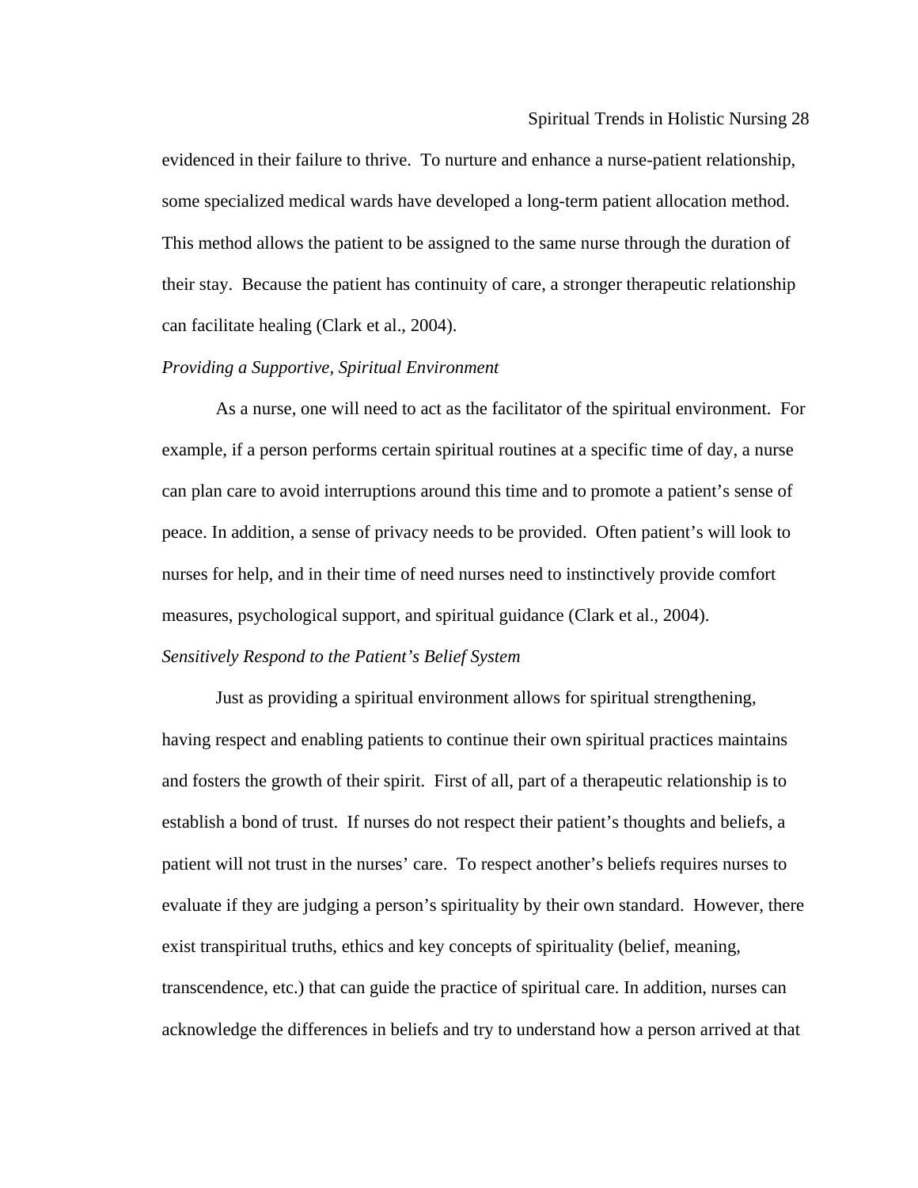evidenced in their failure to thrive. To nurture and enhance a nurse-patient relationship, some specialized medical wards have developed a long-term patient allocation method. This method allows the patient to be assigned to the same nurse through the duration of their stay. Because the patient has continuity of care, a stronger therapeutic relationship can facilitate healing (Clark et al., 2004).

*Providing a Supportive, Spiritual Environment*

As a nurse, one will need to act as the facilitator of the spiritual environment. For example, if a person performs certain spiritual routines at a specific time of day, a nurse can plan care to avoid interruptions around this time and to promote a patient's sense of peace. In addition, a sense of privacy needs to be provided. Often patient's will look to nurses for help, and in their time of need nurses need to instinctively provide comfort measures, psychological support, and spiritual guidance (Clark et al., 2004).

*Sensitively Respond to the Patient's Belief System*

Just as providing a spiritual environment allows for spiritual strengthening, having respect and enabling patients to continue their own spiritual practices maintains and fosters the growth of their spirit. First of all, part of a therapeutic relationship is to establish a bond of trust. If nurses do not respect their patient's thoughts and beliefs, a patient will not trust in the nurses' care. To respect another's beliefs requires nurses to evaluate if they are judging a person's spirituality by their own standard. However, there exist transpiritual truths, ethics and key concepts of spirituality (belief, meaning, transcendence, etc.) that can guide the practice of spiritual care. In addition, nurses can acknowledge the differences in beliefs and try to understand how a person arrived at that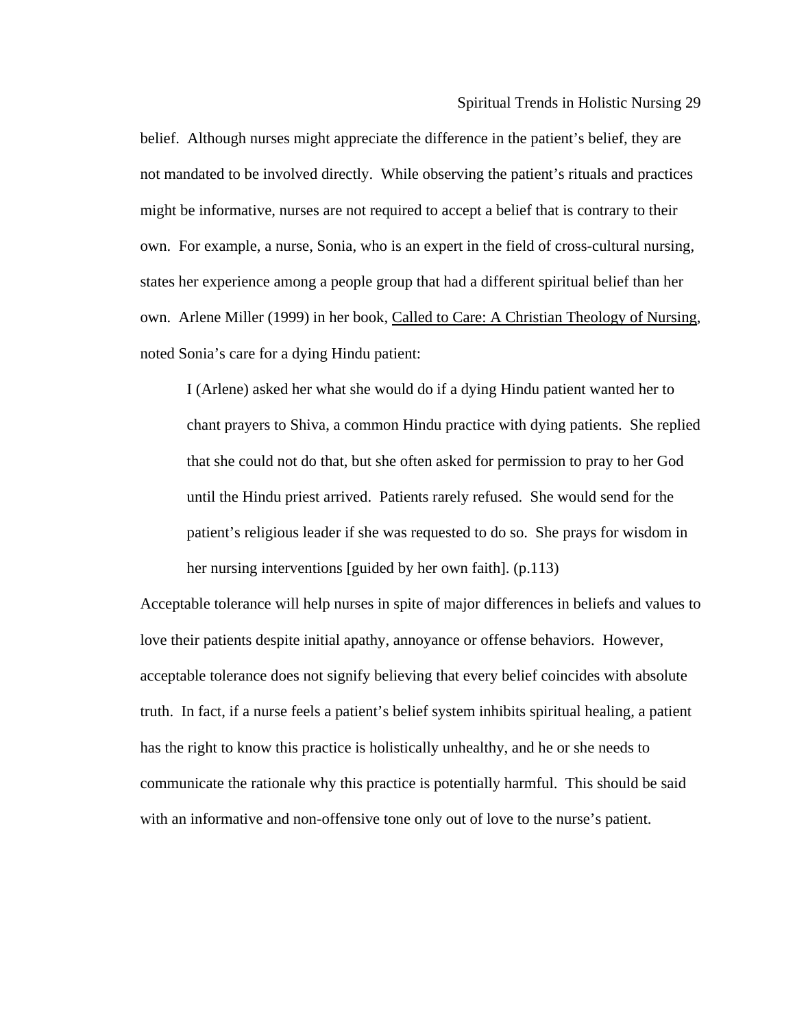belief. Although nurses might appreciate the difference in the patient's belief, they are not mandated to be involved directly. While observing the patient's rituals and practices might be informative, nurses are not required to accept a belief that is contrary to their own. For example, a nurse, Sonia, who is an expert in the field of cross-cultural nursing, states her experience among a people group that had a different spiritual belief than her own. Arlene Miller (1999) in her book, <u>Called to Care: A Christian Theology of Nursing</u>, noted Sonia's care for a dying Hindu patient:

> I (Arlene) asked her what she would do if a dying Hindu patient wanted her to chant prayers to Shiva, a common Hindu practice with dying patients. She replied that she could not do that, but she often asked for permission to pray to her God until the Hindu priest arrived. Patients rarely refused. She would send for the patient's religious leader if she was requested to do so. She prays for wisdom in her nursing interventions [guided by her own faith]. (p.113)

Acceptable tolerance will help nurses in spite of major differences in beliefs and values to love their patients despite initial apathy, annoyance or offense behaviors. However, acceptable tolerance does not signify believing that every belief coincides with absolute truth. In fact, if a nurse feels a patient's belief system inhibits spiritual healing, a patient has the right to know this practice is holistically unhealthy, and he or she needs to communicate the rationale why this practice is potentially harmful. This should be said with an informative and non-offensive tone only out of love to the nurse's patient.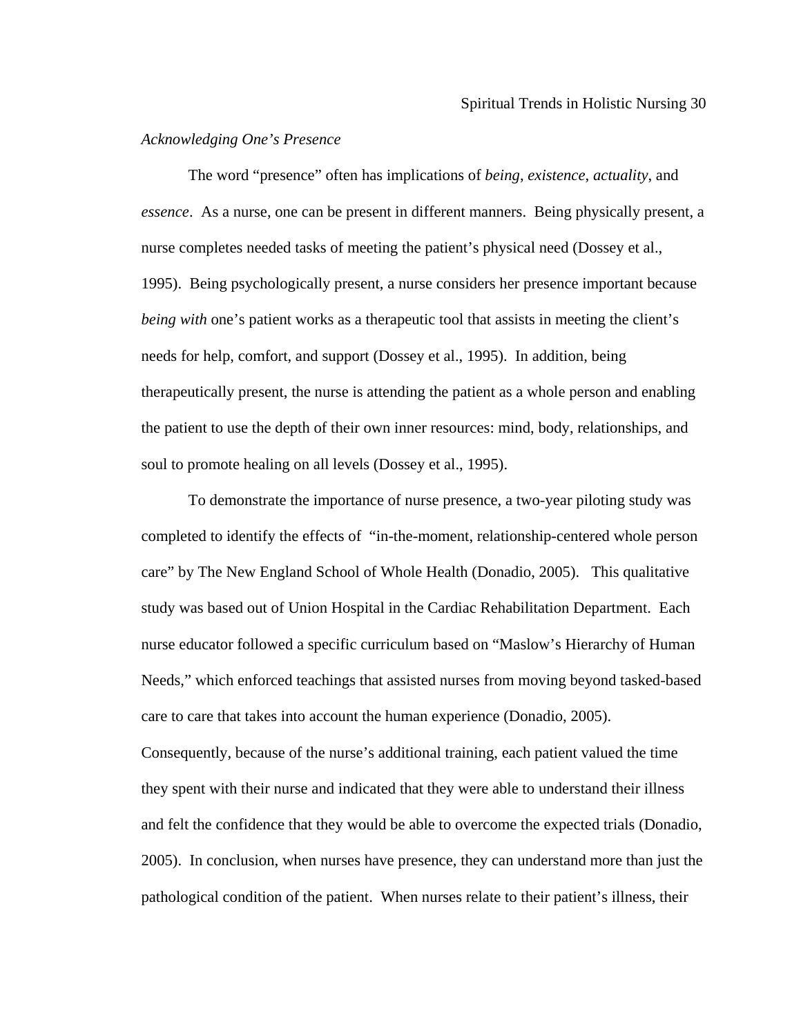*Acknowledging One's Presence*

The word "presence" often has implications of *being*, *existence*, *actuality*, and *essence*. As a nurse, one can be present in different manners. Being physically present, a nurse completes needed tasks of meeting the patient's physical need (Dossey et al., 1995). Being psychologically present, a nurse considers her presence important because *being with* one's patient works as a therapeutic tool that assists in meeting the client's needs for help, comfort, and support (Dossey et al., 1995). In addition, being therapeutically present, the nurse is attending the patient as a whole person and enabling the patient to use the depth of their own inner resources: mind, body, relationships, and soul to promote healing on all levels (Dossey et al., 1995).

To demonstrate the importance of nurse presence, a two-year piloting study was completed to identify the effects of "in-the-moment, relationship-centered whole person care" by The New England School of Whole Health (Donadio, 2005). This qualitative study was based out of Union Hospital in the Cardiac Rehabilitation Department. Each nurse educator followed a specific curriculum based on "Maslow's Hierarchy of Human Needs," which enforced teachings that assisted nurses from moving beyond tasked-based care to care that takes into account the human experience (Donadio, 2005). Consequently, because of the nurse's additional training, each patient valued the time they spent with their nurse and indicated that they were able to understand their illness and felt the confidence that they would be able to overcome the expected trials (Donadio, 2005). In conclusion, when nurses have presence, they can understand more than just the pathological condition of the patient. When nurses relate to their patient's illness, their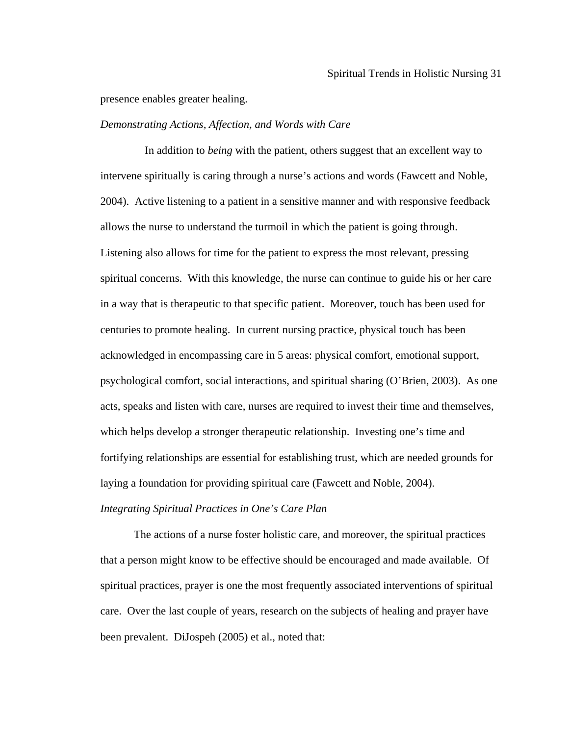presence enables greater healing.

*Demonstrating Actions, Affection, and Words with Care*

In addition to *being* with the patient, others suggest that an excellent way to intervene spiritually is caring through a nurse's actions and words (Fawcett and Noble, 2004). Active listening to a patient in a sensitive manner and with responsive feedback allows the nurse to understand the turmoil in which the patient is going through. Listening also allows for time for the patient to express the most relevant, pressing spiritual concerns. With this knowledge, the nurse can continue to guide his or her care in a way that is therapeutic to that specific patient. Moreover, touch has been used for centuries to promote healing. In current nursing practice, physical touch has been acknowledged in encompassing care in 5 areas: physical comfort, emotional support, psychological comfort, social interactions, and spiritual sharing (O'Brien, 2003). As one acts, speaks and listen with care, nurses are required to invest their time and themselves, which helps develop a stronger therapeutic relationship. Investing one's time and fortifying relationships are essential for establishing trust, which are needed grounds for laying a foundation for providing spiritual care (Fawcett and Noble, 2004).

*Integrating Spiritual Practices in One's Care Plan*

The actions of a nurse foster holistic care, and moreover, the spiritual practices that a person might know to be effective should be encouraged and made available. Of spiritual practices, prayer is one the most frequently associated interventions of spiritual care. Over the last couple of years, research on the subjects of healing and prayer have been prevalent. DiJospeh (2005) et al., noted that: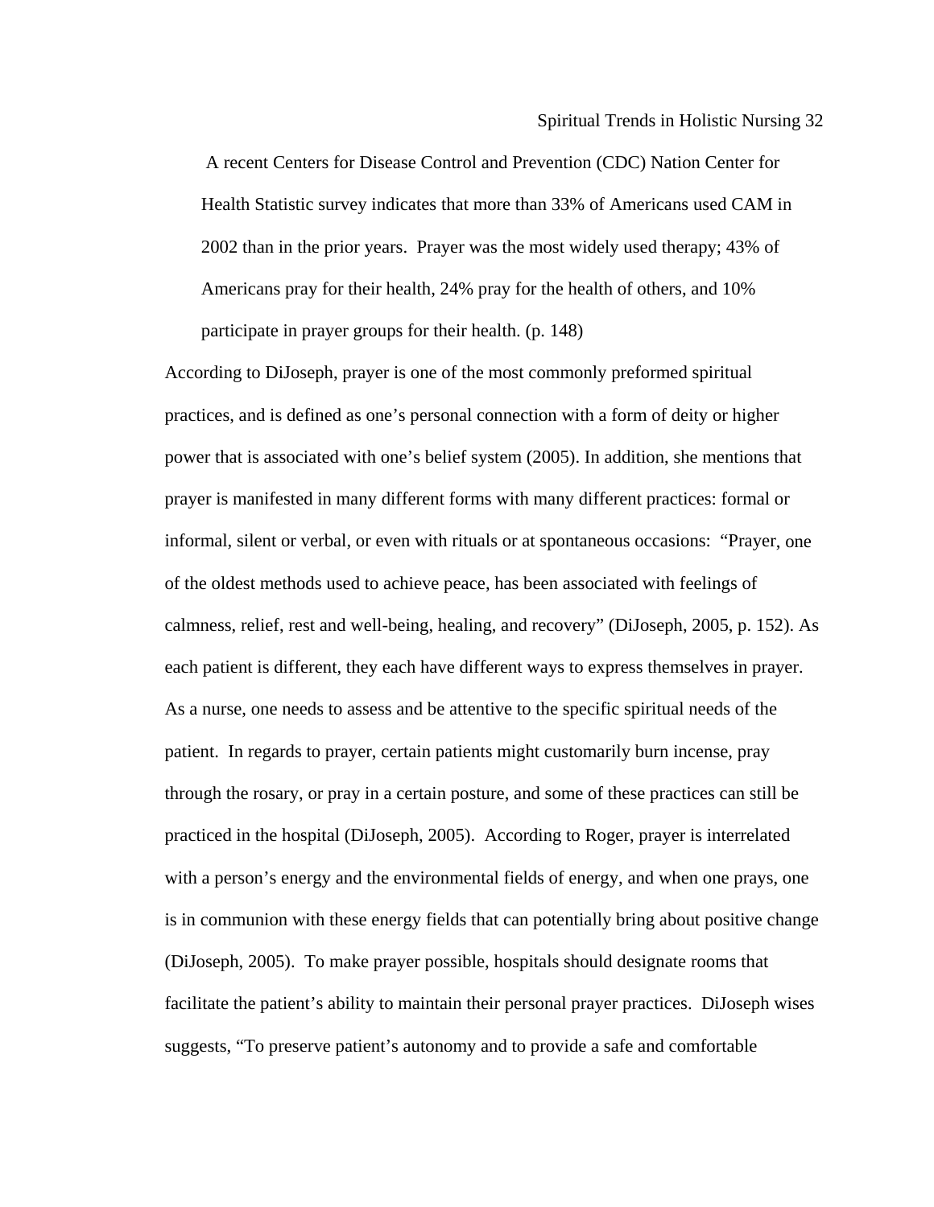> A recent Centers for Disease Control and Prevention (CDC) Nation Center for Health Statistic survey indicates that more than 33% of Americans used CAM in 2002 than in the prior years. Prayer was the most widely used therapy; 43% of Americans pray for their health, 24% pray for the health of others, and 10% participate in prayer groups for their health. (p. 148)

According to DiJoseph, prayer is one of the most commonly preformed spiritual practices, and is defined as one's personal connection with a form of deity or higher power that is associated with one's belief system (2005). In addition, she mentions that prayer is manifested in many different forms with many different practices: formal or informal, silent or verbal, or even with rituals or at spontaneous occasions: "Prayer, one of the oldest methods used to achieve peace, has been associated with feelings of calmness, relief, rest and well-being, healing, and recovery" (DiJoseph, 2005, p. 152). As each patient is different, they each have different ways to express themselves in prayer. As a nurse, one needs to assess and be attentive to the specific spiritual needs of the patient. In regards to prayer, certain patients might customarily burn incense, pray through the rosary, or pray in a certain posture, and some of these practices can still be practiced in the hospital (DiJoseph, 2005). According to Roger, prayer is interrelated with a person's energy and the environmental fields of energy, and when one prays, one is in communion with these energy fields that can potentially bring about positive change (DiJoseph, 2005). To make prayer possible, hospitals should designate rooms that facilitate the patient's ability to maintain their personal prayer practices. DiJoseph wises suggests, "To preserve patient's autonomy and to provide a safe and comfortable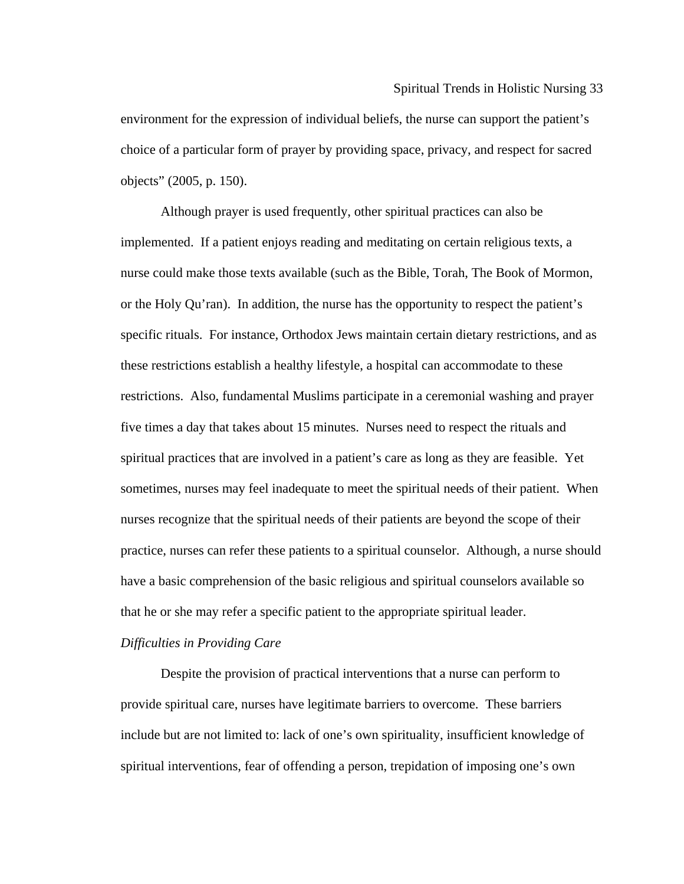environment for the expression of individual beliefs, the nurse can support the patient's choice of a particular form of prayer by providing space, privacy, and respect for sacred objects" (2005, p. 150).

Although prayer is used frequently, other spiritual practices can also be implemented. If a patient enjoys reading and meditating on certain religious texts, a nurse could make those texts available (such as the Bible, Torah, The Book of Mormon, or the Holy Qu'ran). In addition, the nurse has the opportunity to respect the patient's specific rituals. For instance, Orthodox Jews maintain certain dietary restrictions, and as these restrictions establish a healthy lifestyle, a hospital can accommodate to these restrictions. Also, fundamental Muslims participate in a ceremonial washing and prayer five times a day that takes about 15 minutes. Nurses need to respect the rituals and spiritual practices that are involved in a patient's care as long as they are feasible. Yet sometimes, nurses may feel inadequate to meet the spiritual needs of their patient. When nurses recognize that the spiritual needs of their patients are beyond the scope of their practice, nurses can refer these patients to a spiritual counselor. Although, a nurse should have a basic comprehension of the basic religious and spiritual counselors available so that he or she may refer a specific patient to the appropriate spiritual leader.

*Difficulties in Providing Care*

Despite the provision of practical interventions that a nurse can perform to provide spiritual care, nurses have legitimate barriers to overcome. These barriers include but are not limited to: lack of one's own spirituality, insufficient knowledge of spiritual interventions, fear of offending a person, trepidation of imposing one's own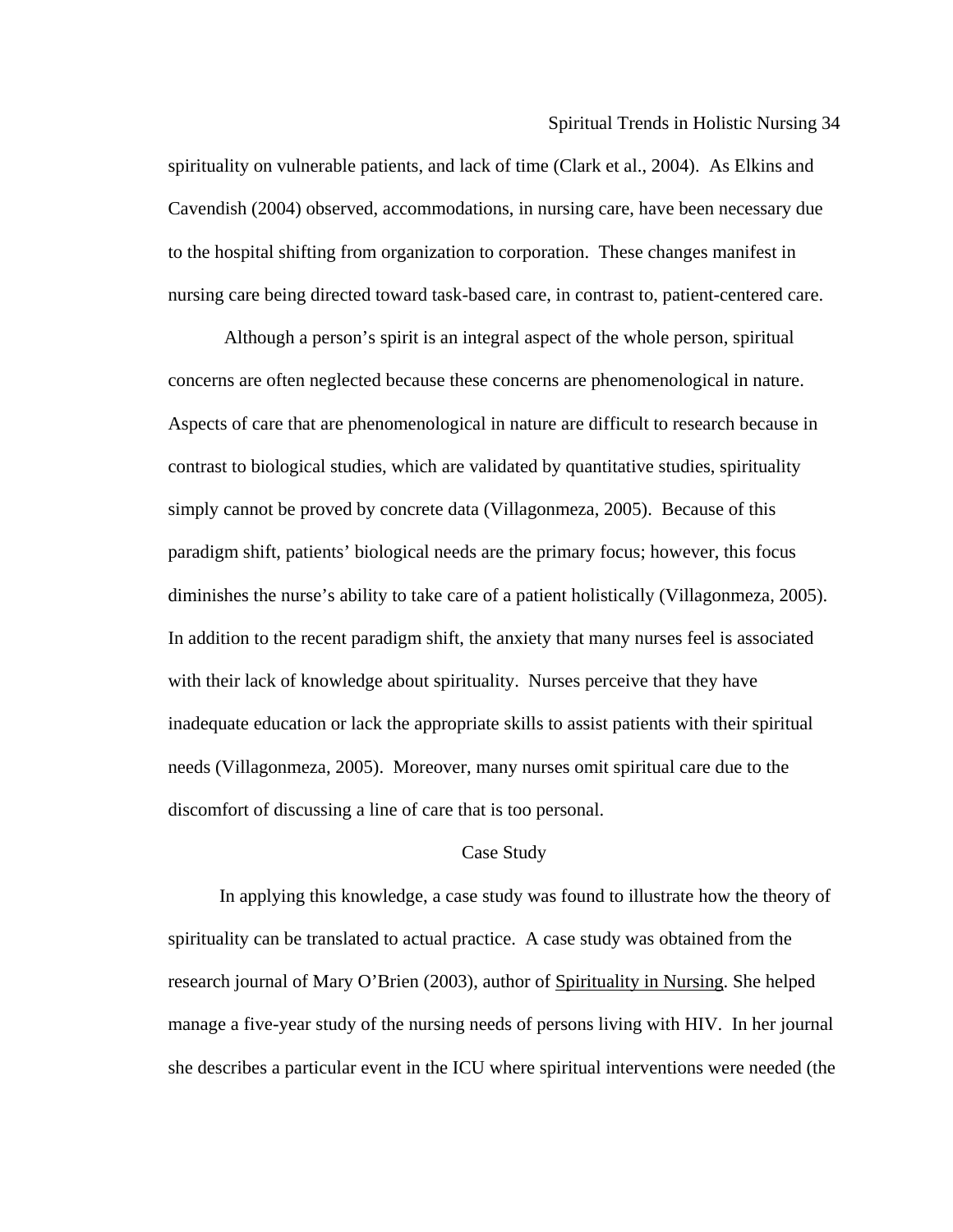spirituality on vulnerable patients, and lack of time (Clark et al., 2004). As Elkins and Cavendish (2004) observed, accommodations, in nursing care, have been necessary due to the hospital shifting from organization to corporation. These changes manifest in nursing care being directed toward task-based care, in contrast to, patient-centered care.

Although a person's spirit is an integral aspect of the whole person, spiritual concerns are often neglected because these concerns are phenomenological in nature. Aspects of care that are phenomenological in nature are difficult to research because in contrast to biological studies, which are validated by quantitative studies, spirituality simply cannot be proved by concrete data (Villagonmeza, 2005). Because of this paradigm shift, patients' biological needs are the primary focus; however, this focus diminishes the nurse's ability to take care of a patient holistically (Villagonmeza, 2005). In addition to the recent paradigm shift, the anxiety that many nurses feel is associated with their lack of knowledge about spirituality. Nurses perceive that they have inadequate education or lack the appropriate skills to assist patients with their spiritual needs (Villagonmeza, 2005). Moreover, many nurses omit spiritual care due to the discomfort of discussing a line of care that is too personal.

## Case Study

In applying this knowledge, a case study was found to illustrate how the theory of spirituality can be translated to actual practice. A case study was obtained from the research journal of Mary O'Brien (2003), author of Spirituality in Nursing. She helped manage a five-year study of the nursing needs of persons living with HIV. In her journal she describes a particular event in the ICU where spiritual interventions were needed (the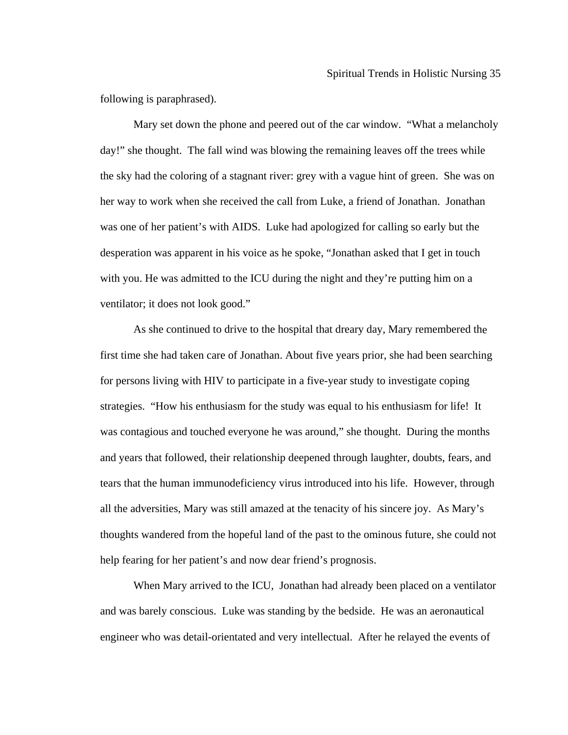following is paraphrased).

Mary set down the phone and peered out of the car window. "What a melancholy day!" she thought. The fall wind was blowing the remaining leaves off the trees while the sky had the coloring of a stagnant river: grey with a vague hint of green. She was on her way to work when she received the call from Luke, a friend of Jonathan. Jonathan was one of her patient's with AIDS. Luke had apologized for calling so early but the desperation was apparent in his voice as he spoke, "Jonathan asked that I get in touch with you. He was admitted to the ICU during the night and they're putting him on a ventilator; it does not look good."

As she continued to drive to the hospital that dreary day, Mary remembered the first time she had taken care of Jonathan. About five years prior, she had been searching for persons living with HIV to participate in a five-year study to investigate coping strategies. "How his enthusiasm for the study was equal to his enthusiasm for life! It was contagious and touched everyone he was around," she thought. During the months and years that followed, their relationship deepened through laughter, doubts, fears, and tears that the human immunodeficiency virus introduced into his life. However, through all the adversities, Mary was still amazed at the tenacity of his sincere joy. As Mary's thoughts wandered from the hopeful land of the past to the ominous future, she could not help fearing for her patient's and now dear friend's prognosis.

When Mary arrived to the ICU, Jonathan had already been placed on a ventilator and was barely conscious. Luke was standing by the bedside. He was an aeronautical engineer who was detail-orientated and very intellectual. After he relayed the events of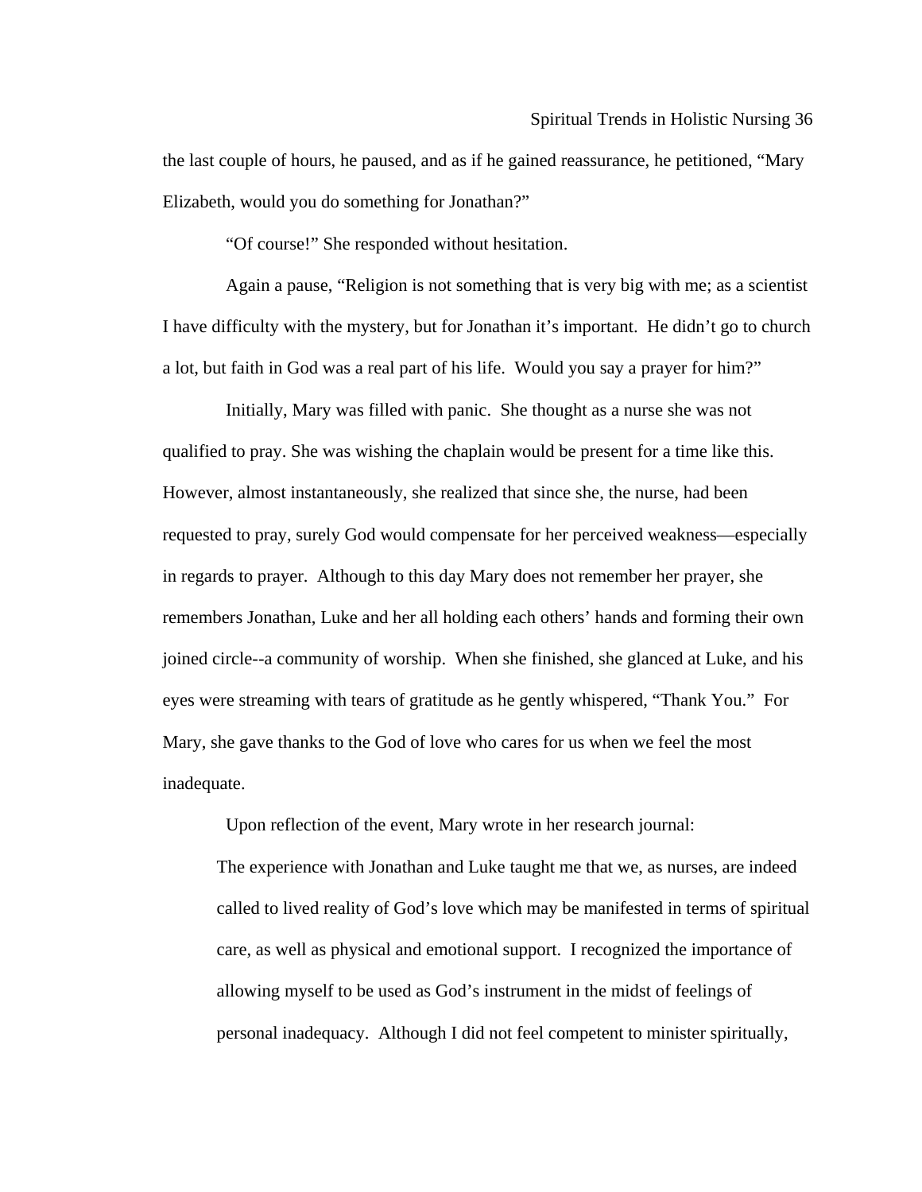the last couple of hours, he paused, and as if he gained reassurance, he petitioned, "Mary Elizabeth, would you do something for Jonathan?"

"Of course!" She responded without hesitation.

Again a pause, "Religion is not something that is very big with me; as a scientist I have difficulty with the mystery, but for Jonathan it's important. He didn't go to church a lot, but faith in God was a real part of his life. Would you say a prayer for him?"

Initially, Mary was filled with panic. She thought as a nurse she was not qualified to pray. She was wishing the chaplain would be present for a time like this. However, almost instantaneously, she realized that since she, the nurse, had been requested to pray, surely God would compensate for her perceived weakness—especially in regards to prayer. Although to this day Mary does not remember her prayer, she remembers Jonathan, Luke and her all holding each others' hands and forming their own joined circle--a community of worship. When she finished, she glanced at Luke, and his eyes were streaming with tears of gratitude as he gently whispered, "Thank You." For Mary, she gave thanks to the God of love who cares for us when we feel the most inadequate.

Upon reflection of the event, Mary wrote in her research journal:

> The experience with Jonathan and Luke taught me that we, as nurses, are indeed called to lived reality of God's love which may be manifested in terms of spiritual care, as well as physical and emotional support. I recognized the importance of allowing myself to be used as God's instrument in the midst of feelings of personal inadequacy. Although I did not feel competent to minister spiritually,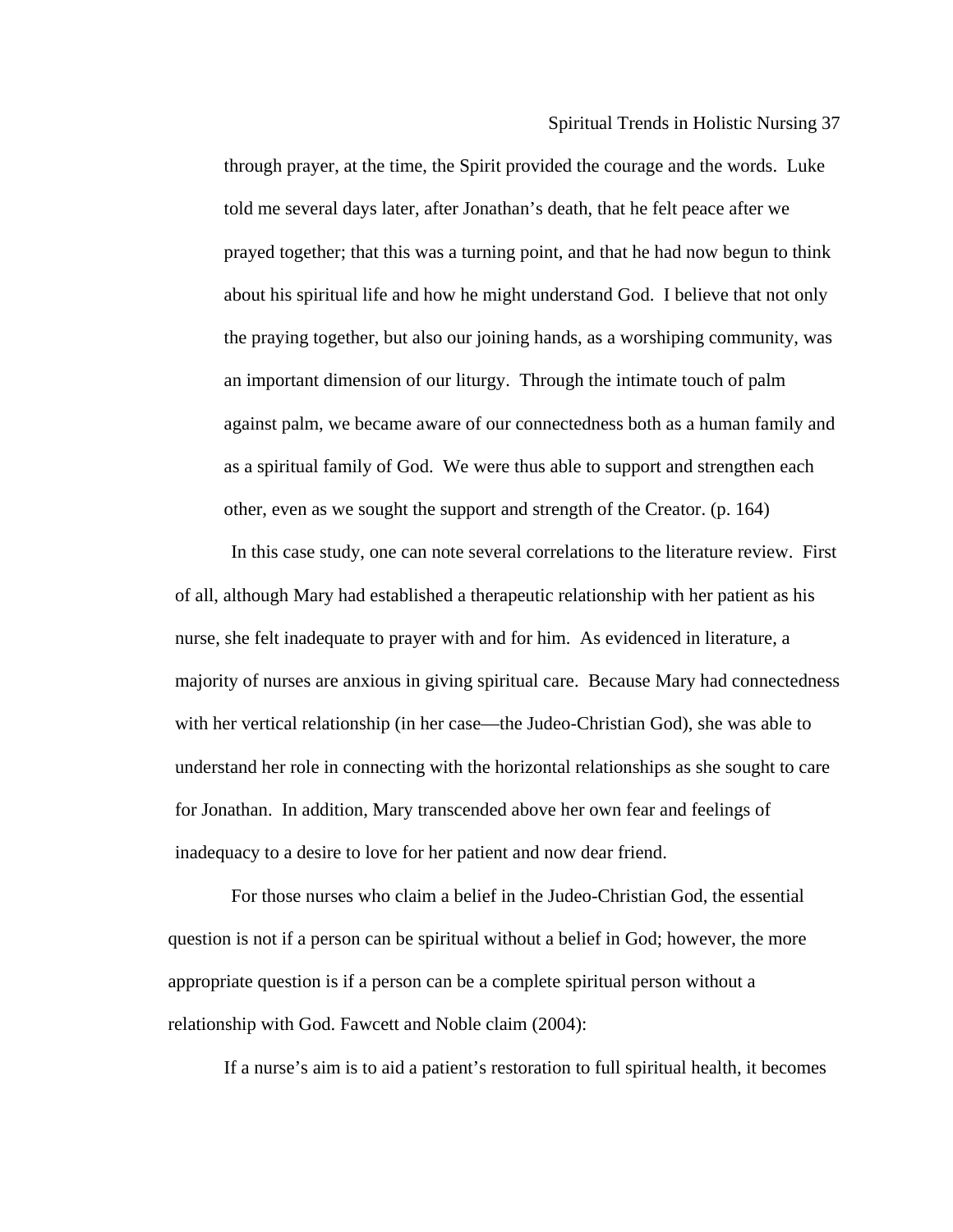> through prayer, at the time, the Spirit provided the courage and the words. Luke told me several days later, after Jonathan's death, that he felt peace after we prayed together; that this was a turning point, and that he had now begun to think about his spiritual life and how he might understand God. I believe that not only the praying together, but also our joining hands, as a worshiping community, was an important dimension of our liturgy. Through the intimate touch of palm against palm, we became aware of our connectedness both as a human family and as a spiritual family of God. We were thus able to support and strengthen each other, even as we sought the support and strength of the Creator. (p. 164)

In this case study, one can note several correlations to the literature review. First of all, although Mary had established a therapeutic relationship with her patient as his nurse, she felt inadequate to prayer with and for him. As evidenced in literature, a majority of nurses are anxious in giving spiritual care. Because Mary had connectedness with her vertical relationship (in her case—the Judeo-Christian God), she was able to understand her role in connecting with the horizontal relationships as she sought to care for Jonathan. In addition, Mary transcended above her own fear and feelings of inadequacy to a desire to love for her patient and now dear friend.

For those nurses who claim a belief in the Judeo-Christian God, the essential question is not if a person can be spiritual without a belief in God; however, the more appropriate question is if a person can be a complete spiritual person without a relationship with God. Fawcett and Noble claim (2004):

> If a nurse's aim is to aid a patient's restoration to full spiritual health, it becomes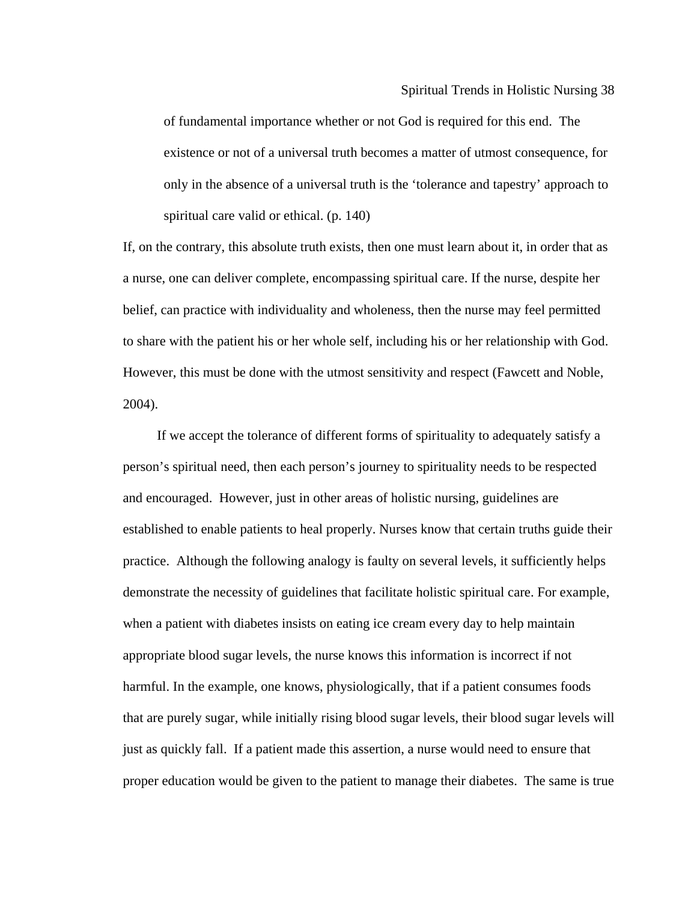> of fundamental importance whether or not God is required for this end. The existence or not of a universal truth becomes a matter of utmost consequence, for only in the absence of a universal truth is the 'tolerance and tapestry' approach to spiritual care valid or ethical. (p. 140)

If, on the contrary, this absolute truth exists, then one must learn about it, in order that as a nurse, one can deliver complete, encompassing spiritual care. If the nurse, despite her belief, can practice with individuality and wholeness, then the nurse may feel permitted to share with the patient his or her whole self, including his or her relationship with God. However, this must be done with the utmost sensitivity and respect (Fawcett and Noble, 2004).

If we accept the tolerance of different forms of spirituality to adequately satisfy a person's spiritual need, then each person's journey to spirituality needs to be respected and encouraged. However, just in other areas of holistic nursing, guidelines are established to enable patients to heal properly. Nurses know that certain truths guide their practice. Although the following analogy is faulty on several levels, it sufficiently helps demonstrate the necessity of guidelines that facilitate holistic spiritual care. For example, when a patient with diabetes insists on eating ice cream every day to help maintain appropriate blood sugar levels, the nurse knows this information is incorrect if not harmful. In the example, one knows, physiologically, that if a patient consumes foods that are purely sugar, while initially rising blood sugar levels, their blood sugar levels will just as quickly fall. If a patient made this assertion, a nurse would need to ensure that proper education would be given to the patient to manage their diabetes. The same is true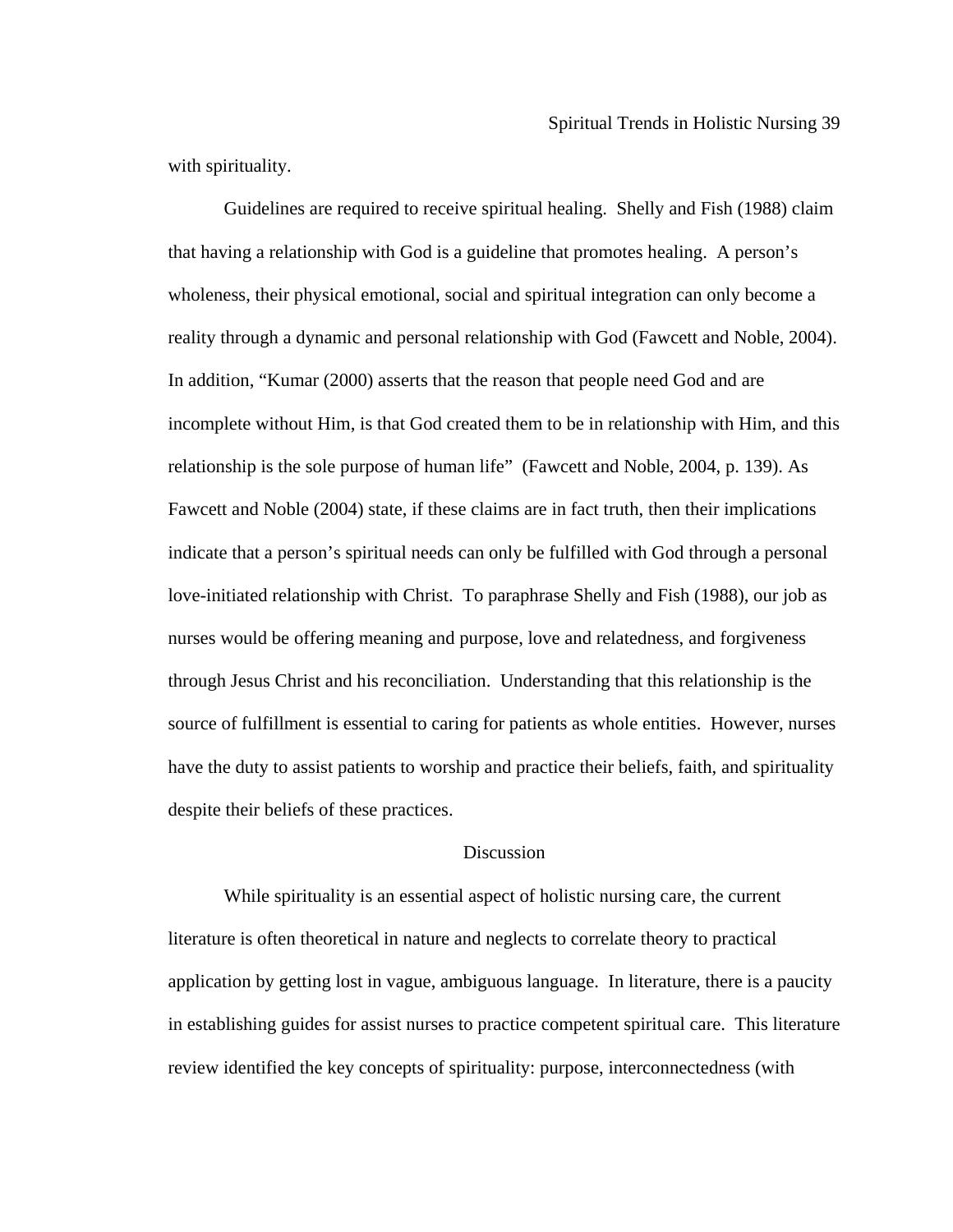with spirituality.

Guidelines are required to receive spiritual healing. Shelly and Fish (1988) claim that having a relationship with God is a guideline that promotes healing. A person's wholeness, their physical emotional, social and spiritual integration can only become a reality through a dynamic and personal relationship with God (Fawcett and Noble, 2004). In addition, "Kumar (2000) asserts that the reason that people need God and are incomplete without Him, is that God created them to be in relationship with Him, and this relationship is the sole purpose of human life" (Fawcett and Noble, 2004, p. 139). As Fawcett and Noble (2004) state, if these claims are in fact truth, then their implications indicate that a person's spiritual needs can only be fulfilled with God through a personal love-initiated relationship with Christ. To paraphrase Shelly and Fish (1988), our job as nurses would be offering meaning and purpose, love and relatedness, and forgiveness through Jesus Christ and his reconciliation. Understanding that this relationship is the source of fulfillment is essential to caring for patients as whole entities. However, nurses have the duty to assist patients to worship and practice their beliefs, faith, and spirituality despite their beliefs of these practices.

## Discussion

While spirituality is an essential aspect of holistic nursing care, the current literature is often theoretical in nature and neglects to correlate theory to practical application by getting lost in vague, ambiguous language. In literature, there is a paucity in establishing guides for assist nurses to practice competent spiritual care. This literature review identified the key concepts of spirituality: purpose, interconnectedness (with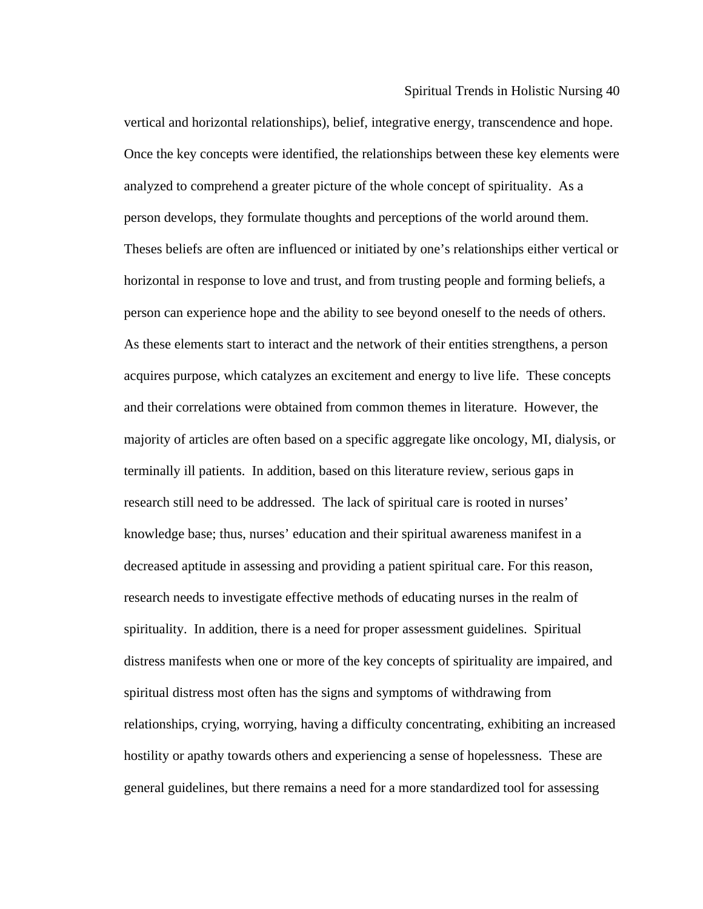vertical and horizontal relationships), belief, integrative energy, transcendence and hope. Once the key concepts were identified, the relationships between these key elements were analyzed to comprehend a greater picture of the whole concept of spirituality. As a person develops, they formulate thoughts and perceptions of the world around them. Theses beliefs are often are influenced or initiated by one's relationships either vertical or horizontal in response to love and trust, and from trusting people and forming beliefs, a person can experience hope and the ability to see beyond oneself to the needs of others. As these elements start to interact and the network of their entities strengthens, a person acquires purpose, which catalyzes an excitement and energy to live life. These concepts and their correlations were obtained from common themes in literature. However, the majority of articles are often based on a specific aggregate like oncology, MI, dialysis, or terminally ill patients. In addition, based on this literature review, serious gaps in research still need to be addressed. The lack of spiritual care is rooted in nurses' knowledge base; thus, nurses' education and their spiritual awareness manifest in a decreased aptitude in assessing and providing a patient spiritual care. For this reason, research needs to investigate effective methods of educating nurses in the realm of spirituality. In addition, there is a need for proper assessment guidelines. Spiritual distress manifests when one or more of the key concepts of spirituality are impaired, and spiritual distress most often has the signs and symptoms of withdrawing from relationships, crying, worrying, having a difficulty concentrating, exhibiting an increased hostility or apathy towards others and experiencing a sense of hopelessness. These are general guidelines, but there remains a need for a more standardized tool for assessing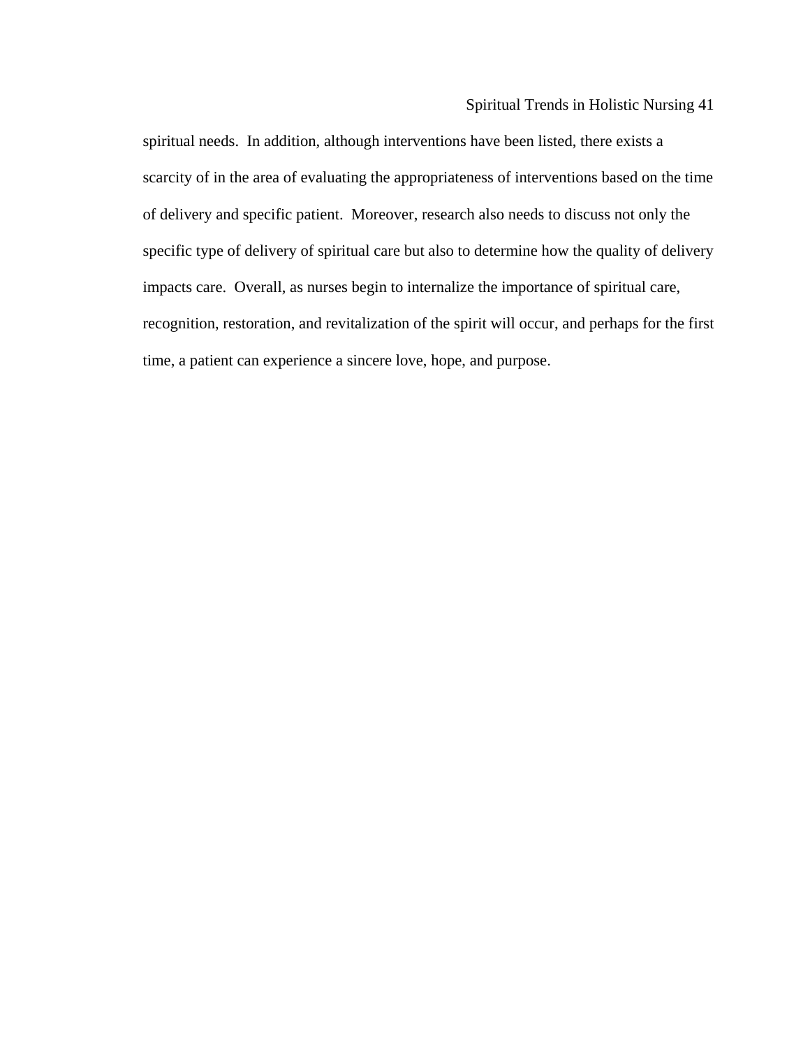spiritual needs. In addition, although interventions have been listed, there exists a scarcity of in the area of evaluating the appropriateness of interventions based on the time of delivery and specific patient. Moreover, research also needs to discuss not only the specific type of delivery of spiritual care but also to determine how the quality of delivery impacts care. Overall, as nurses begin to internalize the importance of spiritual care, recognition, restoration, and revitalization of the spirit will occur, and perhaps for the first time, a patient can experience a sincere love, hope, and purpose.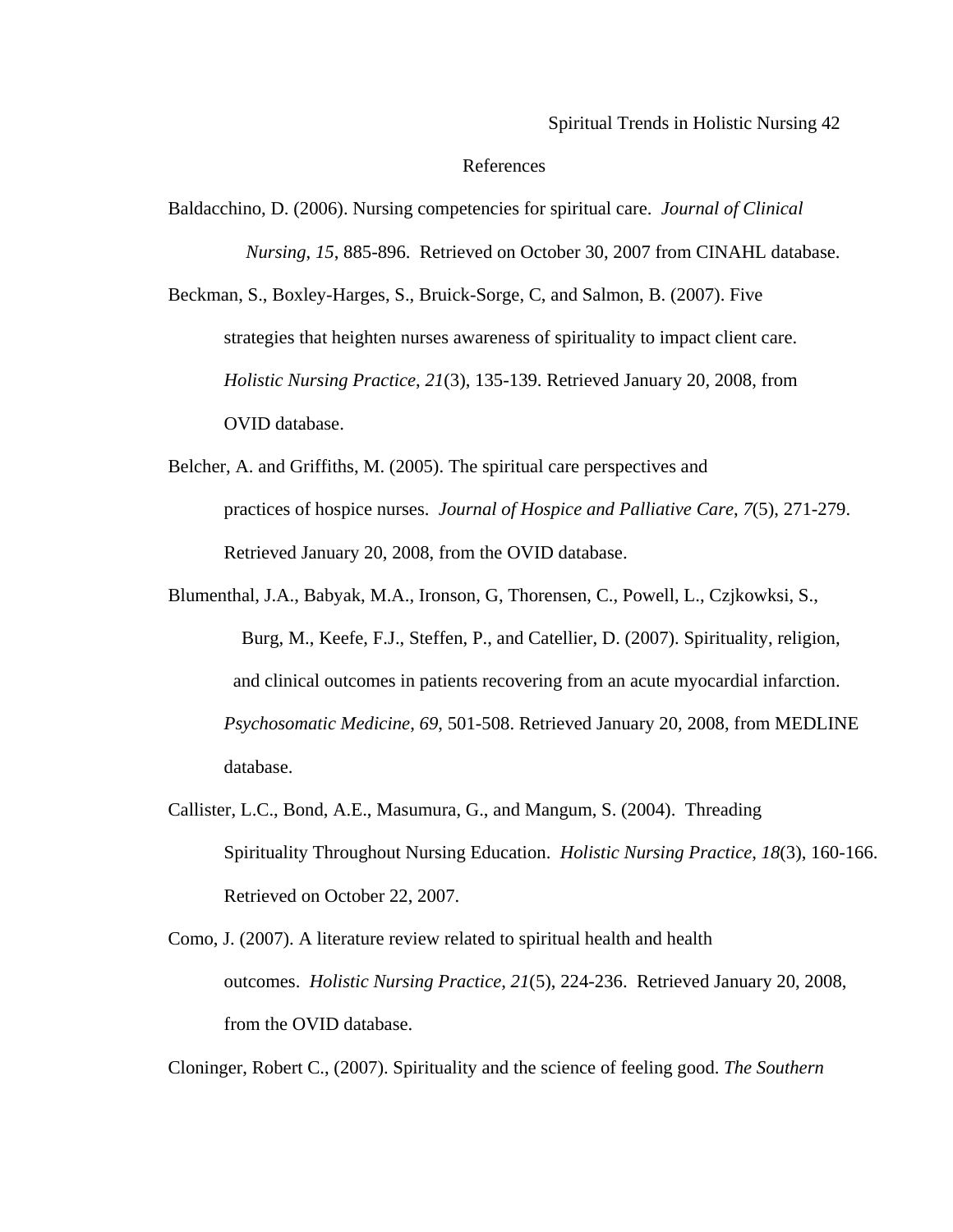## References

Baldacchino, D. (2006). Nursing competencies for spiritual care. *Journal of Clinical Nursing*, *15*, 885-896. Retrieved on October 30, 2007 from CINAHL database.

Beckman, S., Boxley-Harges, S., Bruick-Sorge, C, and Salmon, B. (2007). Five strategies that heighten nurses awareness of spirituality to impact client care. *Holistic Nursing Practice*, *21*(3), 135-139. Retrieved January 20, 2008, from OVID database.

Belcher, A. and Griffiths, M. (2005). The spiritual care perspectives and practices of hospice nurses. *Journal of Hospice and Palliative Care*, *7*(5), 271-279. Retrieved January 20, 2008, from the OVID database.

Blumenthal, J.A., Babyak, M.A., Ironson, G, Thorensen, C., Powell, L., Czjkowksi, S., Burg, M., Keefe, F.J., Steffen, P., and Catellier, D. (2007). Spirituality, religion, and clinical outcomes in patients recovering from an acute myocardial infarction. *Psychosomatic Medicine*, *69*, 501-508. Retrieved January 20, 2008, from MEDLINE database.

Callister, L.C., Bond, A.E., Masumura, G., and Mangum, S. (2004). Threading Spirituality Throughout Nursing Education. *Holistic Nursing Practice*, *18*(3), 160-166. Retrieved on October 22, 2007.

Como, J. (2007). A literature review related to spiritual health and health outcomes. *Holistic Nursing Practice*, *21*(5), 224-236. Retrieved January 20, 2008, from the OVID database.

Cloninger, Robert C., (2007). Spirituality and the science of feeling good. *The Southern*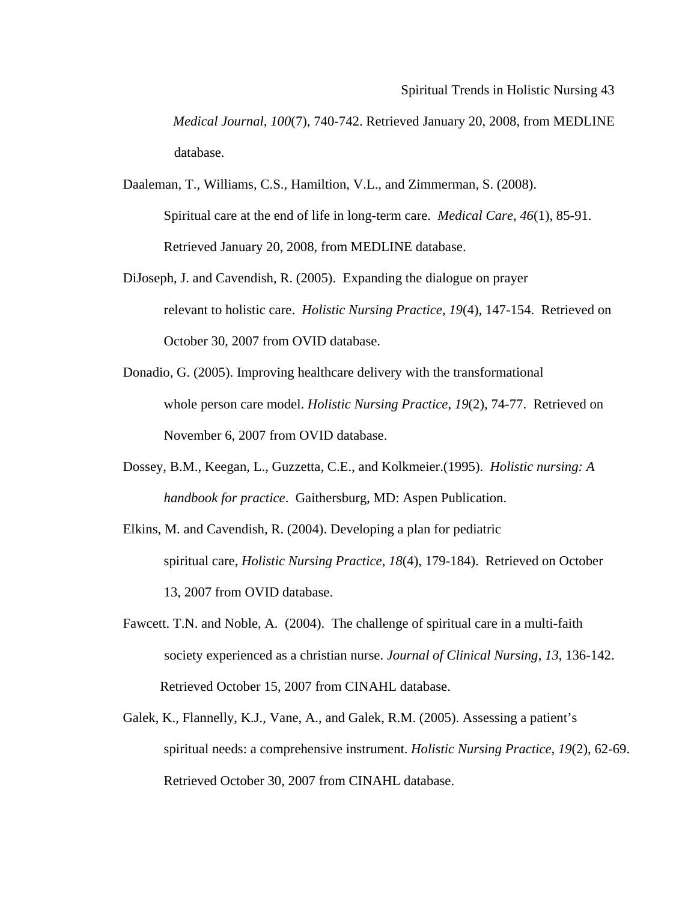*Medical Journal*, *100*(7), 740-742. Retrieved January 20, 2008, from MEDLINE database.

Daaleman, T., Williams, C.S., Hamiltion, V.L., and Zimmerman, S. (2008). Spiritual care at the end of life in long-term care. *Medical Care*, *46*(1), 85-91. Retrieved January 20, 2008, from MEDLINE database.

DiJoseph, J. and Cavendish, R. (2005). Expanding the dialogue on prayer relevant to holistic care. *Holistic Nursing Practice*, *19*(4), 147-154. Retrieved on October 30, 2007 from OVID database.

Donadio, G. (2005). Improving healthcare delivery with the transformational whole person care model. *Holistic Nursing Practice*, *19*(2), 74-77. Retrieved on November 6, 2007 from OVID database.

Dossey, B.M., Keegan, L., Guzzetta, C.E., and Kolkmeier.(1995). *Holistic nursing: A handbook for practice*. Gaithersburg, MD: Aspen Publication.

Elkins, M. and Cavendish, R. (2004). Developing a plan for pediatric spiritual care, *Holistic Nursing Practice*, *18*(4), 179-184). Retrieved on October 13, 2007 from OVID database.

Fawcett. T.N. and Noble, A. (2004). The challenge of spiritual care in a multi-faith society experienced as a christian nurse. *Journal of Clinical Nursing*, *13*, 136-142. Retrieved October 15, 2007 from CINAHL database.

Galek, K., Flannelly, K.J., Vane, A., and Galek, R.M. (2005). Assessing a patient's spiritual needs: a comprehensive instrument. *Holistic Nursing Practice*, *19*(2), 62-69. Retrieved October 30, 2007 from CINAHL database.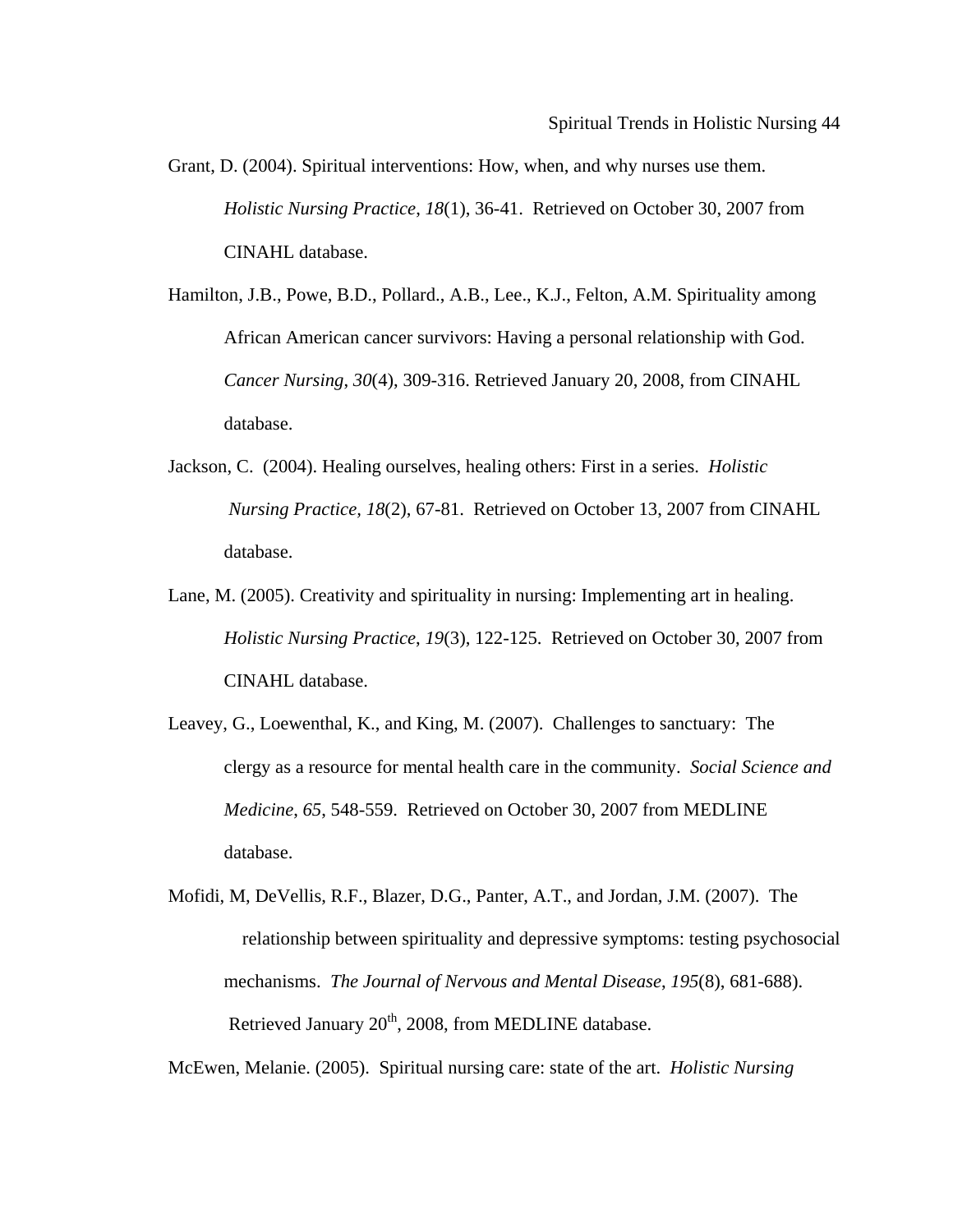Grant, D. (2004). Spiritual interventions: How, when, and why nurses use them. *Holistic Nursing Practice*, *18*(1), 36-41. Retrieved on October 30, 2007 from CINAHL database.

Hamilton, J.B., Powe, B.D., Pollard., A.B., Lee., K.J., Felton, A.M. Spirituality among African American cancer survivors: Having a personal relationship with God. *Cancer Nursing*, *30*(4), 309-316. Retrieved January 20, 2008, from CINAHL database.

Jackson, C. (2004). Healing ourselves, healing others: First in a series. *Holistic Nursing Practice*, *18*(2), 67-81. Retrieved on October 13, 2007 from CINAHL database.

Lane, M. (2005). Creativity and spirituality in nursing: Implementing art in healing. *Holistic Nursing Practice*, *19*(3), 122-125. Retrieved on October 30, 2007 from CINAHL database.

Leavey, G., Loewenthal, K., and King, M. (2007). Challenges to sanctuary: The clergy as a resource for mental health care in the community. *Social Science and Medicine*, *65*, 548-559. Retrieved on October 30, 2007 from MEDLINE database.

Mofidi, M, DeVellis, R.F., Blazer, D.G., Panter, A.T., and Jordan, J.M. (2007). The relationship between spirituality and depressive symptoms: testing psychosocial mechanisms. *The Journal of Nervous and Mental Disease*, *195*(8), 681-688). Retrieved January 20th, 2008, from MEDLINE database.

McEwen, Melanie. (2005). Spiritual nursing care: state of the art. *Holistic Nursing*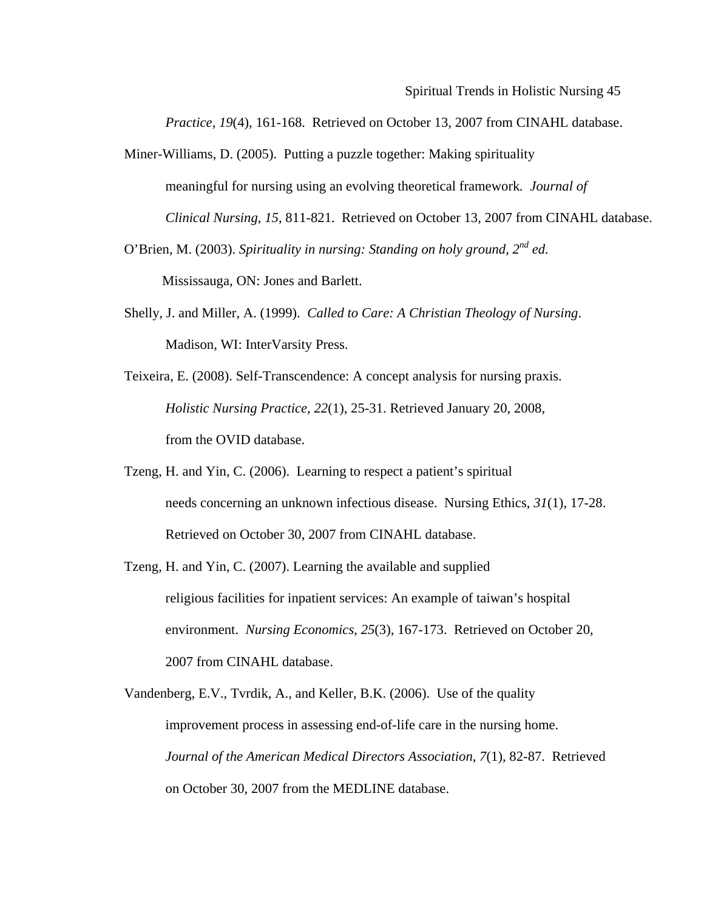*Practice*, *19*(4), 161-168. Retrieved on October 13, 2007 from CINAHL database.

Miner-Williams, D. (2005). Putting a puzzle together: Making spirituality meaningful for nursing using an evolving theoretical framework. *Journal of Clinical Nursing*, *15*, 811-821. Retrieved on October 13, 2007 from CINAHL database.

O'Brien, M. (2003). *Spirituality in nursing: Standing on holy ground, 2nd ed.* Mississauga, ON: Jones and Barlett.

Shelly, J. and Miller, A. (1999). *Called to Care: A Christian Theology of Nursing*. Madison, WI: InterVarsity Press.

Teixeira, E. (2008). Self-Transcendence: A concept analysis for nursing praxis. *Holistic Nursing Practice*, *22*(1), 25-31. Retrieved January 20, 2008, from the OVID database.

Tzeng, H. and Yin, C. (2006). Learning to respect a patient's spiritual needs concerning an unknown infectious disease. Nursing Ethics, *31*(1), 17-28. Retrieved on October 30, 2007 from CINAHL database.

Tzeng, H. and Yin, C. (2007). Learning the available and supplied religious facilities for inpatient services: An example of taiwan's hospital environment. *Nursing Economics*, *25*(3), 167-173. Retrieved on October 20, 2007 from CINAHL database.

Vandenberg, E.V., Tvrdik, A., and Keller, B.K. (2006). Use of the quality improvement process in assessing end-of-life care in the nursing home. *Journal of the American Medical Directors Association*, *7*(1), 82-87. Retrieved on October 30, 2007 from the MEDLINE database.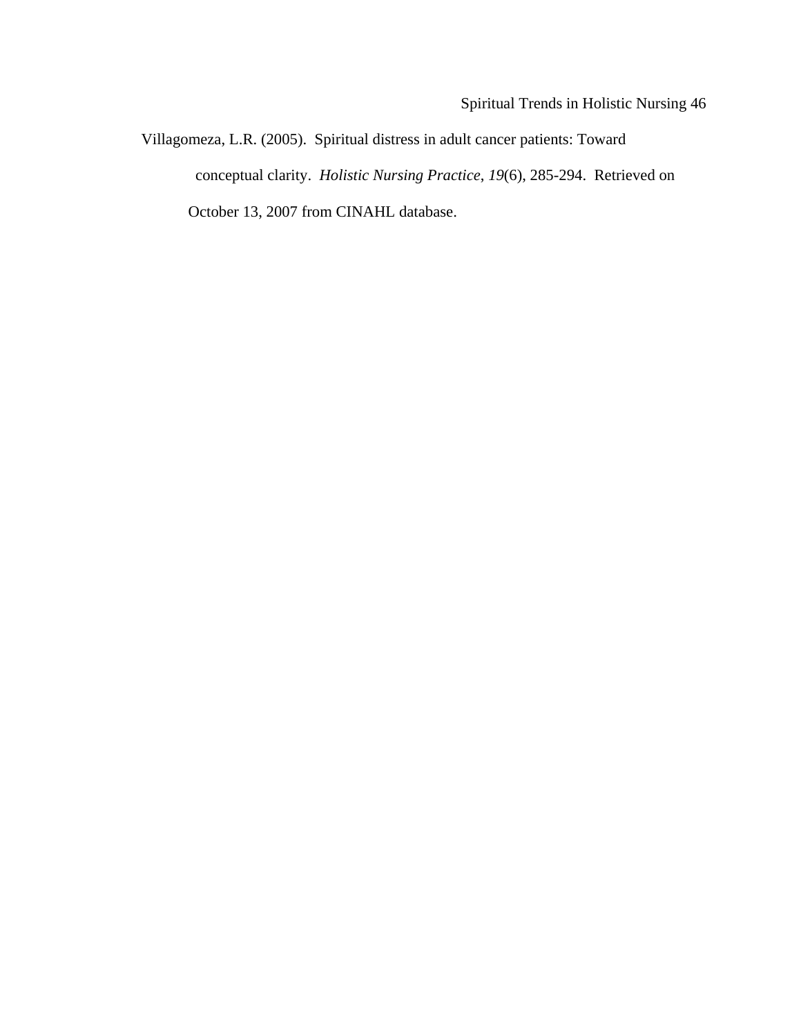Villagomeza, L.R. (2005). Spiritual distress in adult cancer patients: Toward conceptual clarity. *Holistic Nursing Practice*, *19*(6), 285-294. Retrieved on October 13, 2007 from CINAHL database.